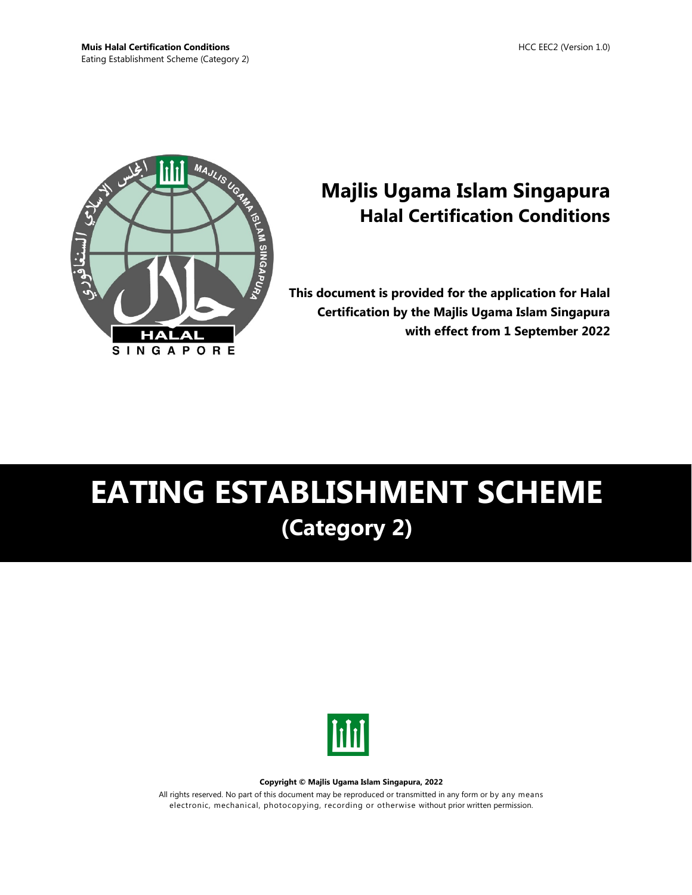# Majlis Ugama Islam Singapura
## Halal Certification Conditions

**This document is provided for the application for Halal Certification by the Majlis Ugama Islam Singapura with effect from 1 September 2022**

# EATING ESTABLISHMENT SCHEME
## (Category 2)

**Copyright © Majlis Ugama Islam Singapura, 2022**

All rights reserved. No part of this document may be reproduced or transmitted in any form or by any means electronic, mechanical, photocopying, recording or otherwise without prior written permission.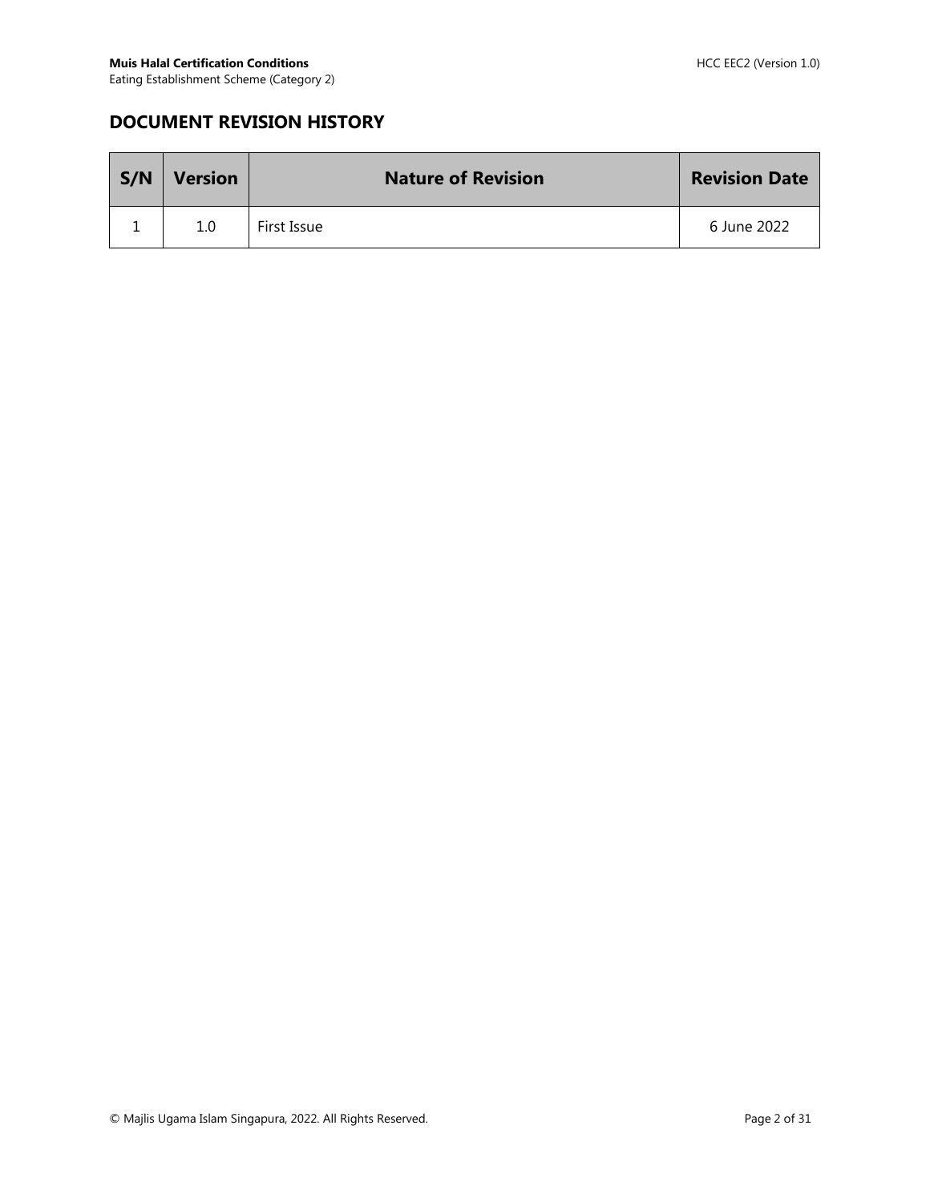## DOCUMENT REVISION HISTORY

| S/N | Version | Nature of Revision | Revision Date |
| --- | --- | --- | --- |
| 1 | 1.0 | First Issue | 6 June 2022 |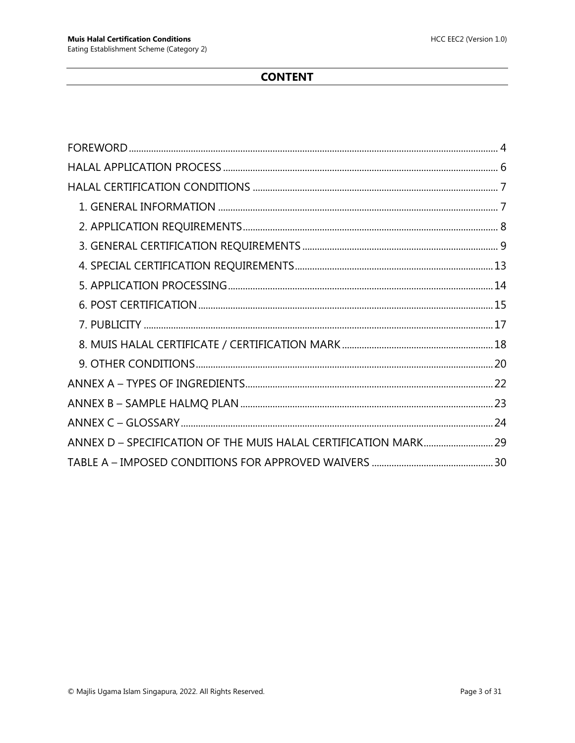## CONTENT

FOREWORD .......... 4
HALAL APPLICATION PROCESS .......... 6
HALAL CERTIFICATION CONDITIONS .......... 7
- 1. GENERAL INFORMATION .......... 7
- 2. APPLICATION REQUIREMENTS .......... 8
- 3. GENERAL CERTIFICATION REQUIREMENTS .......... 9
- 4. SPECIAL CERTIFICATION REQUIREMENTS .......... 13
- 5. APPLICATION PROCESSING .......... 14
- 6. POST CERTIFICATION .......... 15
- 7. PUBLICITY .......... 17
- 8. MUIS HALAL CERTIFICATE / CERTIFICATION MARK .......... 18
- 9. OTHER CONDITIONS .......... 20

ANNEX A – TYPES OF INGREDIENTS .......... 22
ANNEX B – SAMPLE HALMQ PLAN .......... 23
ANNEX C – GLOSSARY .......... 24
ANNEX D – SPECIFICATION OF THE MUIS HALAL CERTIFICATION MARK .......... 29
TABLE A – IMPOSED CONDITIONS FOR APPROVED WAIVERS .......... 30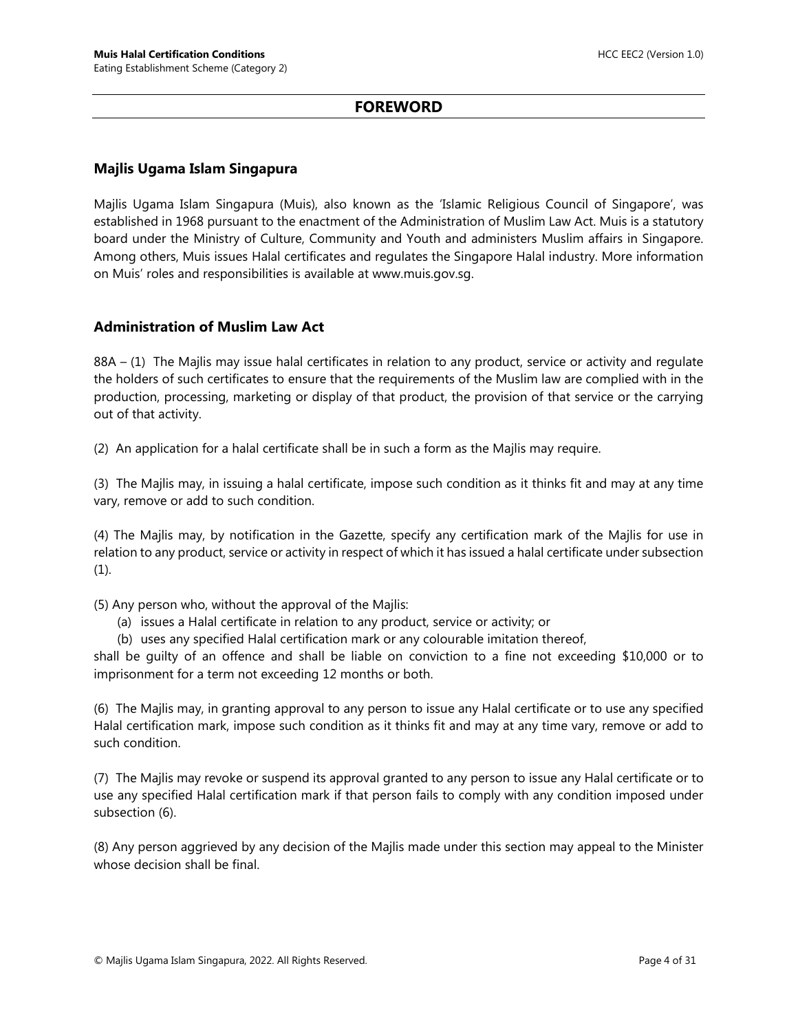# FOREWORD

## Majlis Ugama Islam Singapura

Majlis Ugama Islam Singapura (Muis), also known as the 'Islamic Religious Council of Singapore', was established in 1968 pursuant to the enactment of the Administration of Muslim Law Act. Muis is a statutory board under the Ministry of Culture, Community and Youth and administers Muslim affairs in Singapore. Among others, Muis issues Halal certificates and regulates the Singapore Halal industry. More information on Muis' roles and responsibilities is available at www.muis.gov.sg.

## Administration of Muslim Law Act

88A – (1) The Majlis may issue halal certificates in relation to any product, service or activity and regulate the holders of such certificates to ensure that the requirements of the Muslim law are complied with in the production, processing, marketing or display of that product, the provision of that service or the carrying out of that activity.

(2) An application for a halal certificate shall be in such a form as the Majlis may require.

(3) The Majlis may, in issuing a halal certificate, impose such condition as it thinks fit and may at any time vary, remove or add to such condition.

(4) The Majlis may, by notification in the Gazette, specify any certification mark of the Majlis for use in relation to any product, service or activity in respect of which it has issued a halal certificate under subsection (1).

(5) Any person who, without the approval of the Majlis:

(a) issues a Halal certificate in relation to any product, service or activity; or

(b) uses any specified Halal certification mark or any colourable imitation thereof,

shall be guilty of an offence and shall be liable on conviction to a fine not exceeding $10,000 or to imprisonment for a term not exceeding 12 months or both.

(6) The Majlis may, in granting approval to any person to issue any Halal certificate or to use any specified Halal certification mark, impose such condition as it thinks fit and may at any time vary, remove or add to such condition.

(7) The Majlis may revoke or suspend its approval granted to any person to issue any Halal certificate or to use any specified Halal certification mark if that person fails to comply with any condition imposed under subsection (6).

(8) Any person aggrieved by any decision of the Majlis made under this section may appeal to the Minister whose decision shall be final.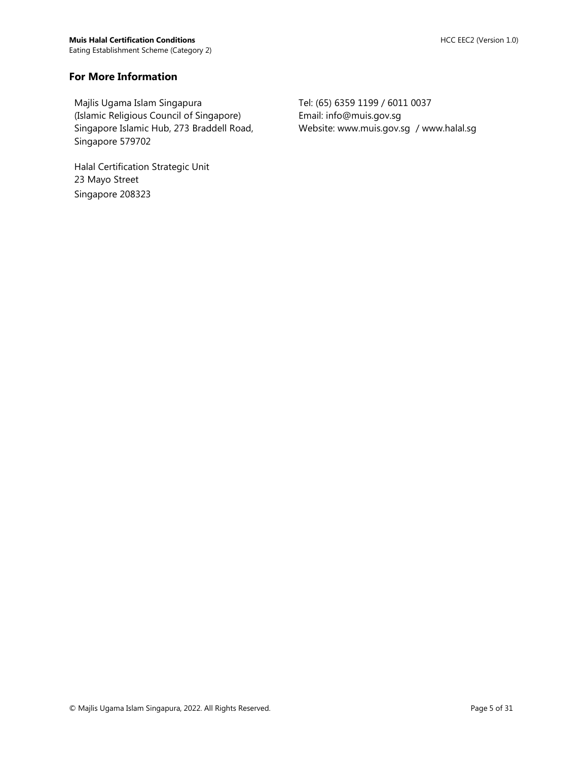## For More Information

Majlis Ugama Islam Singapura
(Islamic Religious Council of Singapore)
Singapore Islamic Hub, 273 Braddell Road,
Singapore 579702

Halal Certification Strategic Unit
23 Mayo Street
Singapore 208323

Tel: (65) 6359 1199 / 6011 0037
Email: info@muis.gov.sg
Website: www.muis.gov.sg / www.halal.sg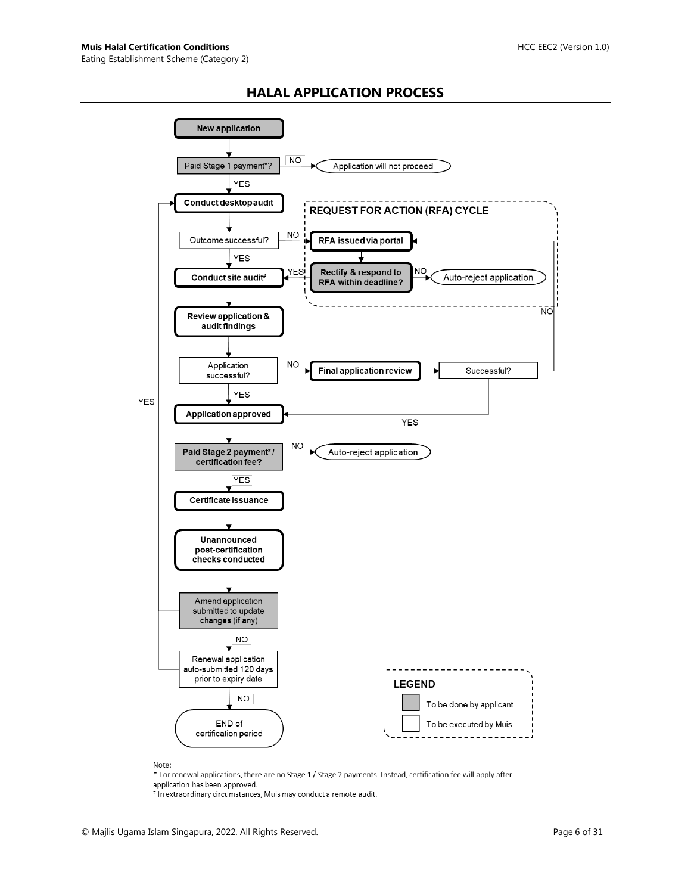## HALAL APPLICATION PROCESS

- **New application**
- Paid Stage 1 payment*?
  - NO → Application will not proceed
  - YES → **Conduct desktop audit**
- Outcome successful?
  - NO → **REQUEST FOR ACTION (RFA) CYCLE**: **RFA issued via portal** → **Rectify & respond to RFA within deadline?**
    - NO → Auto-reject application
    - YES → **Conduct site audit**#
  - YES → **Conduct site audit**#
- **Review application & audit findings**
- Application successful?
  - NO → **Final application review** → Successful?
    - NO → **RFA issued via portal**
    - YES → **Application approved**
  - YES → **Application approved**
- Paid Stage 2 payment* / certification fee?
  - NO → Auto-reject application
  - YES → **Certificate issuance**
- **Unannounced post-certification checks conducted**
- Amend application submitted to update changes (if any)
  - YES → **Conduct desktop audit**
  - NO → Renewal application auto-submitted 120 days prior to expiry date
    - YES → **Conduct desktop audit**
    - NO → END of certification period

**LEGEND**

- (Grey box) To be done by applicant
- (White box) To be executed by Muis

Note:

\* For renewal applications, there are no Stage 1 / Stage 2 payments. Instead, certification fee will apply after application has been approved.

\# In extraordinary circumstances, Muis may conduct a remote audit.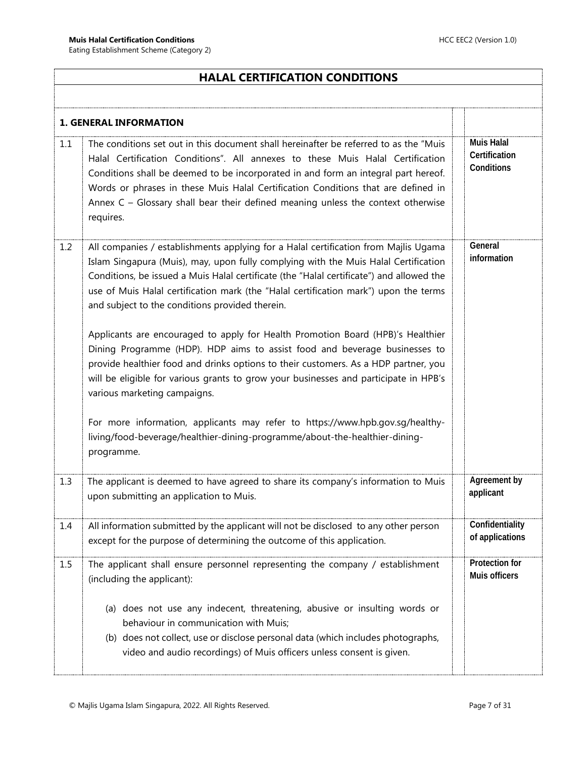# HALAL CERTIFICATION CONDITIONS

## 1. GENERAL INFORMATION

| No. | Condition | Subject |
|---|---|---|
| 1.1 | The conditions set out in this document shall hereinafter be referred to as the "Muis Halal Certification Conditions". All annexes to these Muis Halal Certification Conditions shall be deemed to be incorporated in and form an integral part hereof. Words or phrases in these Muis Halal Certification Conditions that are defined in Annex C – Glossary shall bear their defined meaning unless the context otherwise requires. | **Muis Halal Certification Conditions** |
| 1.2 | All companies / establishments applying for a Halal certification from Majlis Ugama Islam Singapura (Muis), may, upon fully complying with the Muis Halal Certification Conditions, be issued a Muis Halal certificate (the "Halal certificate") and allowed the use of Muis Halal certification mark (the "Halal certification mark") upon the terms and subject to the conditions provided therein.<br><br>Applicants are encouraged to apply for Health Promotion Board (HPB)'s Healthier Dining Programme (HDP). HDP aims to assist food and beverage businesses to provide healthier food and drinks options to their customers. As a HDP partner, you will be eligible for various grants to grow your businesses and participate in HPB's various marketing campaigns.<br><br>For more information, applicants may refer to https://www.hpb.gov.sg/healthy-living/food-beverage/healthier-dining-programme/about-the-healthier-dining-programme. | **General information** |
| 1.3 | The applicant is deemed to have agreed to share its company's information to Muis upon submitting an application to Muis. | **Agreement by applicant** |
| 1.4 | All information submitted by the applicant will not be disclosed to any other person except for the purpose of determining the outcome of this application. | **Confidentiality of applications** |
| 1.5 | The applicant shall ensure personnel representing the company / establishment (including the applicant):<br><br>(a) does not use any indecent, threatening, abusive or insulting words or behaviour in communication with Muis;<br>(b) does not collect, use or disclose personal data (which includes photographs, video and audio recordings) of Muis officers unless consent is given. | **Protection for Muis officers** |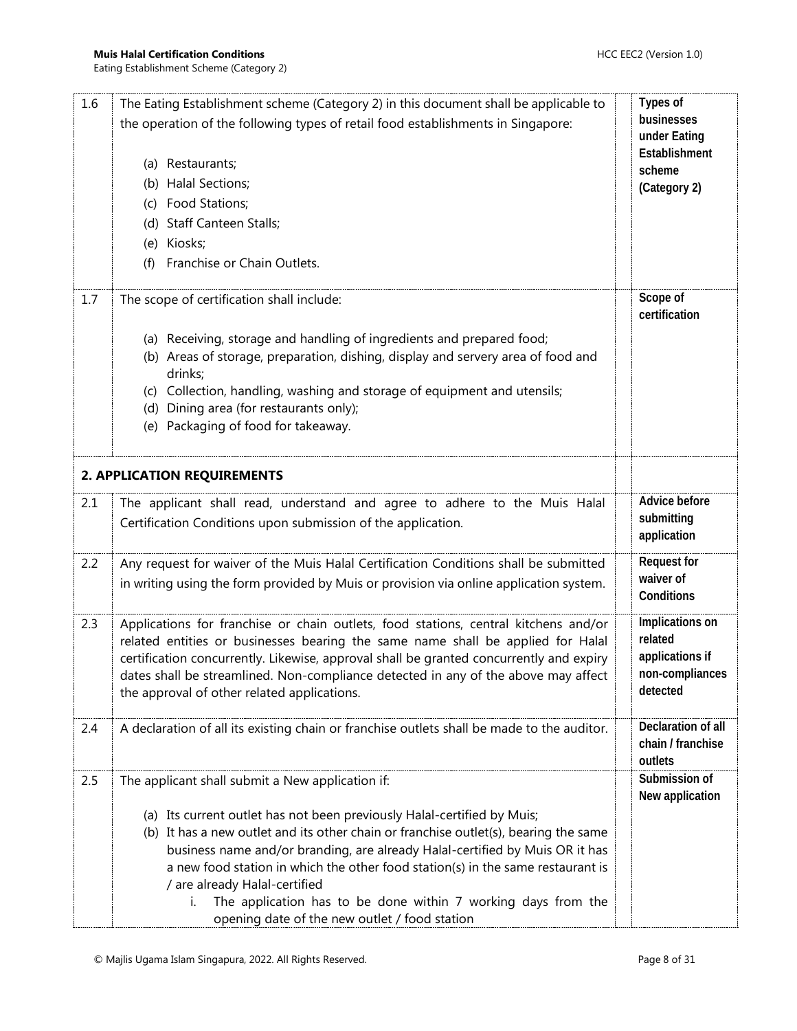| | | | |
|---|---|---|---|
| 1.6 | The Eating Establishment scheme (Category 2) in this document shall be applicable to the operation of the following types of retail food establishments in Singapore:<br><br>(a) Restaurants;<br>(b) Halal Sections;<br>(c) Food Stations;<br>(d) Staff Canteen Stalls;<br>(e) Kiosks;<br>(f) Franchise or Chain Outlets. | | **Types of businesses under Eating Establishment scheme (Category 2)** |
| 1.7 | The scope of certification shall include:<br><br>(a) Receiving, storage and handling of ingredients and prepared food;<br>(b) Areas of storage, preparation, dishing, display and servery area of food and drinks;<br>(c) Collection, handling, washing and storage of equipment and utensils;<br>(d) Dining area (for restaurants only);<br>(e) Packaging of food for takeaway. | | **Scope of certification** |
| **2. APPLICATION REQUIREMENTS** | | | |
| 2.1 | The applicant shall read, understand and agree to adhere to the Muis Halal Certification Conditions upon submission of the application. | | **Advice before submitting application** |
| 2.2 | Any request for waiver of the Muis Halal Certification Conditions shall be submitted in writing using the form provided by Muis or provision via online application system. | | **Request for waiver of Conditions** |
| 2.3 | Applications for franchise or chain outlets, food stations, central kitchens and/or related entities or businesses bearing the same name shall be applied for Halal certification concurrently. Likewise, approval shall be granted concurrently and expiry dates shall be streamlined. Non-compliance detected in any of the above may affect the approval of other related applications. | | **Implications on related applications if non-compliances detected** |
| 2.4 | A declaration of all its existing chain or franchise outlets shall be made to the auditor. | | **Declaration of all chain / franchise outlets** |
| 2.5 | The applicant shall submit a New application if:<br><br>(a) Its current outlet has not been previously Halal-certified by Muis;<br>(b) It has a new outlet and its other chain or franchise outlet(s), bearing the same business name and/or branding, are already Halal-certified by Muis OR it has a new food station in which the other food station(s) in the same restaurant is / are already Halal-certified<br>&nbsp;&nbsp;&nbsp;&nbsp;i. The application has to be done within 7 working days from the opening date of the new outlet / food station | | **Submission of New application** |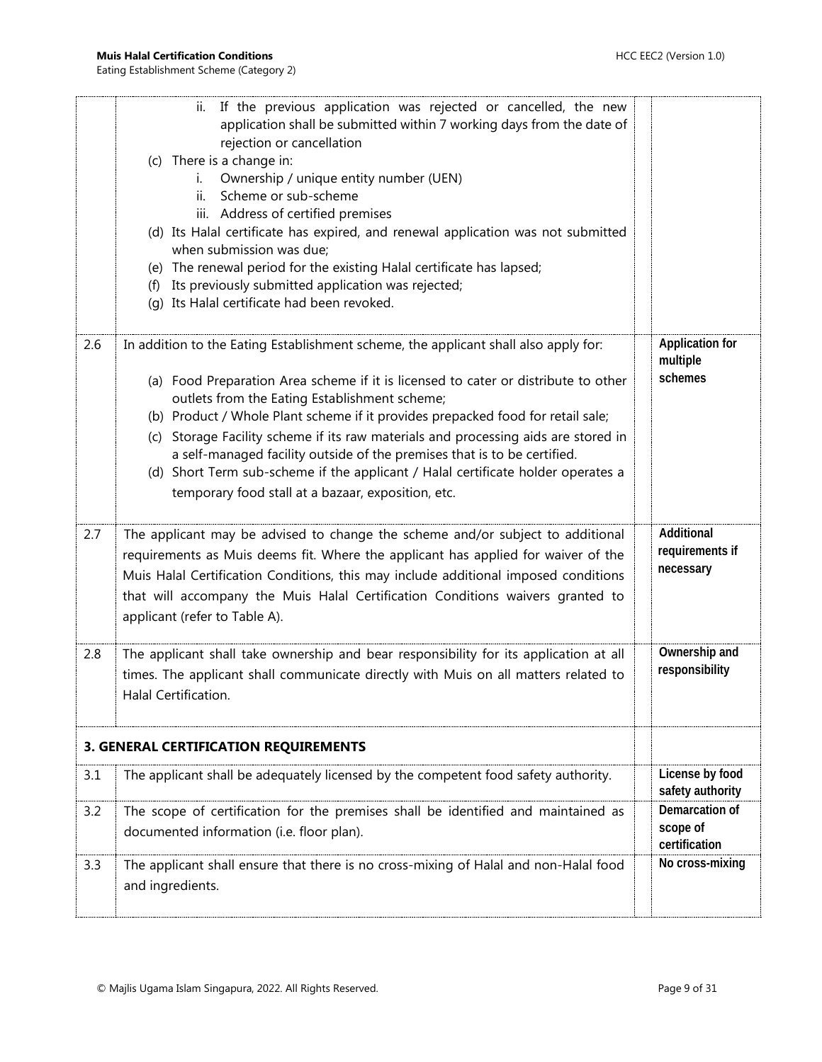| | | |
|---|---|---|
| | ii. If the previous application was rejected or cancelled, the new application shall be submitted within 7 working days from the date of rejection or cancellation<br>(c) There is a change in:<br>i. Ownership / unique entity number (UEN)<br>ii. Scheme or sub-scheme<br>iii. Address of certified premises<br>(d) Its Halal certificate has expired, and renewal application was not submitted when submission was due;<br>(e) The renewal period for the existing Halal certificate has lapsed;<br>(f) Its previously submitted application was rejected;<br>(g) Its Halal certificate had been revoked. | |
| 2.6 | In addition to the Eating Establishment scheme, the applicant shall also apply for:<br>(a) Food Preparation Area scheme if it is licensed to cater or distribute to other outlets from the Eating Establishment scheme;<br>(b) Product / Whole Plant scheme if it provides prepacked food for retail sale;<br>(c) Storage Facility scheme if its raw materials and processing aids are stored in a self-managed facility outside of the premises that is to be certified.<br>(d) Short Term sub-scheme if the applicant / Halal certificate holder operates a temporary food stall at a bazaar, exposition, etc. | **Application for multiple schemes** |
| 2.7 | The applicant may be advised to change the scheme and/or subject to additional requirements as Muis deems fit. Where the applicant has applied for waiver of the Muis Halal Certification Conditions, this may include additional imposed conditions that will accompany the Muis Halal Certification Conditions waivers granted to applicant (refer to Table A). | **Additional requirements if necessary** |
| 2.8 | The applicant shall take ownership and bear responsibility for its application at all times. The applicant shall communicate directly with Muis on all matters related to Halal Certification. | **Ownership and responsibility** |
| **3. GENERAL CERTIFICATION REQUIREMENTS** | | |
| 3.1 | The applicant shall be adequately licensed by the competent food safety authority. | **License by food safety authority** |
| 3.2 | The scope of certification for the premises shall be identified and maintained as documented information (i.e. floor plan). | **Demarcation of scope of certification** |
| 3.3 | The applicant shall ensure that there is no cross-mixing of Halal and non-Halal food and ingredients. | **No cross-mixing** |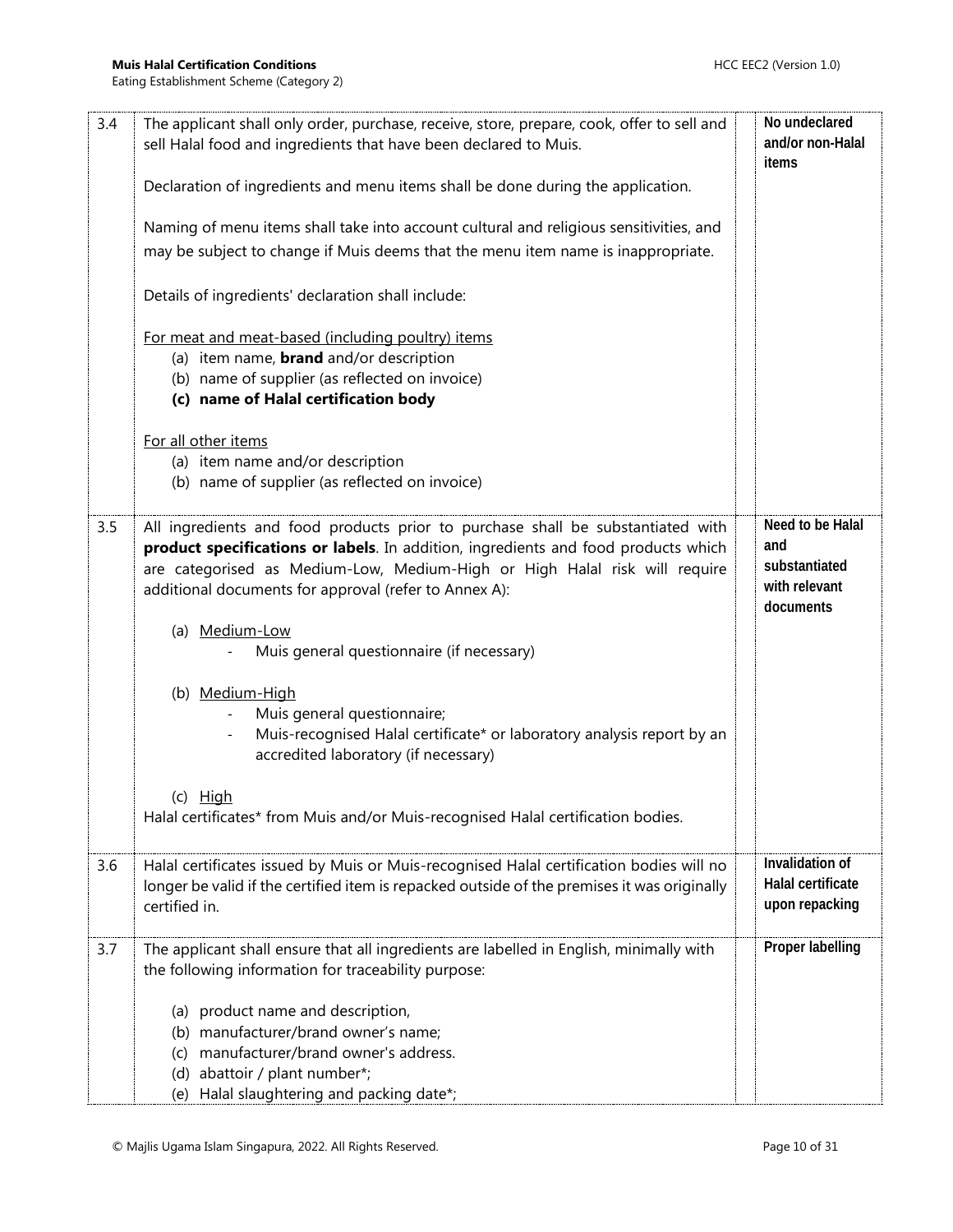| | | |
|---|---|---|
| 3.4 | The applicant shall only order, purchase, receive, store, prepare, cook, offer to sell and sell Halal food and ingredients that have been declared to Muis.<br><br>Declaration of ingredients and menu items shall be done during the application.<br><br>Naming of menu items shall take into account cultural and religious sensitivities, and may be subject to change if Muis deems that the menu item name is inappropriate.<br><br>Details of ingredients' declaration shall include:<br><br><u>For meat and meat-based (including poultry) items</u><br>(a) item name, **brand** and/or description<br>(b) name of supplier (as reflected on invoice)<br>**(c) name of Halal certification body**<br><br><u>For all other items</u><br>(a) item name and/or description<br>(b) name of supplier (as reflected on invoice) | **No undeclared and/or non-Halal items** |
| 3.5 | All ingredients and food products prior to purchase shall be substantiated with **product specifications or labels**. In addition, ingredients and food products which are categorised as Medium-Low, Medium-High or High Halal risk will require additional documents for approval (refer to Annex A):<br><br>(a) <u>Medium-Low</u><br>- Muis general questionnaire (if necessary)<br><br>(b) <u>Medium-High</u><br>- Muis general questionnaire;<br>- Muis-recognised Halal certificate* or laboratory analysis report by an accredited laboratory (if necessary)<br><br>(c) <u>High</u><br>Halal certificates* from Muis and/or Muis-recognised Halal certification bodies. | **Need to be Halal and substantiated with relevant documents** |
| 3.6 | Halal certificates issued by Muis or Muis-recognised Halal certification bodies will no longer be valid if the certified item is repacked outside of the premises it was originally certified in. | **Invalidation of Halal certificate upon repacking** |
| 3.7 | The applicant shall ensure that all ingredients are labelled in English, minimally with the following information for traceability purpose:<br><br>(a) product name and description,<br>(b) manufacturer/brand owner's name;<br>(c) manufacturer/brand owner's address.<br>(d) abattoir / plant number*;<br>(e) Halal slaughtering and packing date*; | **Proper labelling** |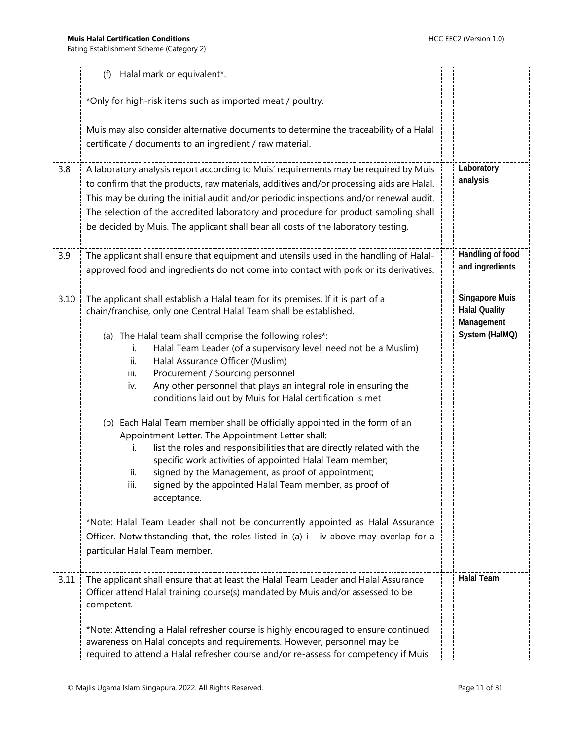| | | | |
|---|---|---|---|
| | (f) Halal mark or equivalent*.<br><br>*Only for high-risk items such as imported meat / poultry.<br><br>Muis may also consider alternative documents to determine the traceability of a Halal certificate / documents to an ingredient / raw material. | | |
| 3.8 | A laboratory analysis report according to Muis' requirements may be required by Muis to confirm that the products, raw materials, additives and/or processing aids are Halal. This may be during the initial audit and/or periodic inspections and/or renewal audit. The selection of the accredited laboratory and procedure for product sampling shall be decided by Muis. The applicant shall bear all costs of the laboratory testing. | | **Laboratory analysis** |
| 3.9 | The applicant shall ensure that equipment and utensils used in the handling of Halal-approved food and ingredients do not come into contact with pork or its derivatives. | | **Handling of food and ingredients** |
| 3.10 | The applicant shall establish a Halal team for its premises. If it is part of a chain/franchise, only one Central Halal Team shall be established.<br><br>(a) The Halal team shall comprise the following roles*:<br>i. Halal Team Leader (of a supervisory level; need not be a Muslim)<br>ii. Halal Assurance Officer (Muslim)<br>iii. Procurement / Sourcing personnel<br>iv. Any other personnel that plays an integral role in ensuring the conditions laid out by Muis for Halal certification is met<br><br>(b) Each Halal Team member shall be officially appointed in the form of an Appointment Letter. The Appointment Letter shall:<br>i. list the roles and responsibilities that are directly related with the specific work activities of appointed Halal Team member;<br>ii. signed by the Management, as proof of appointment;<br>iii. signed by the appointed Halal Team member, as proof of acceptance.<br><br>*Note: Halal Team Leader shall not be concurrently appointed as Halal Assurance Officer. Notwithstanding that, the roles listed in (a) i - iv above may overlap for a particular Halal Team member. | | **Singapore Muis Halal Quality Management System (HalMQ)** |
| 3.11 | The applicant shall ensure that at least the Halal Team Leader and Halal Assurance Officer attend Halal training course(s) mandated by Muis and/or assessed to be competent.<br><br>*Note: Attending a Halal refresher course is highly encouraged to ensure continued awareness on Halal concepts and requirements. However, personnel may be required to attend a Halal refresher course and/or re-assess for competency if Muis | | **Halal Team** |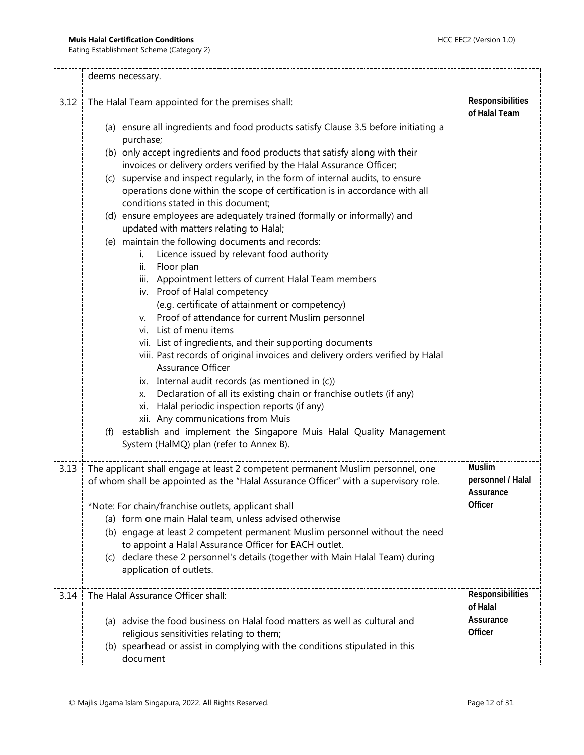| | | | |
|---|---|---|---|
| | deems necessary. | | |
| 3.12 | The Halal Team appointed for the premises shall:<br><br>(a) ensure all ingredients and food products satisfy Clause 3.5 before initiating a purchase;<br>(b) only accept ingredients and food products that satisfy along with their invoices or delivery orders verified by the Halal Assurance Officer;<br>(c) supervise and inspect regularly, in the form of internal audits, to ensure operations done within the scope of certification is in accordance with all conditions stated in this document;<br>(d) ensure employees are adequately trained (formally or informally) and updated with matters relating to Halal;<br>(e) maintain the following documents and records:<br>i. Licence issued by relevant food authority<br>ii. Floor plan<br>iii. Appointment letters of current Halal Team members<br>iv. Proof of Halal competency (e.g. certificate of attainment or competency)<br>v. Proof of attendance for current Muslim personnel<br>vi. List of menu items<br>vii. List of ingredients, and their supporting documents<br>viii. Past records of original invoices and delivery orders verified by Halal Assurance Officer<br>ix. Internal audit records (as mentioned in (c))<br>x. Declaration of all its existing chain or franchise outlets (if any)<br>xi. Halal periodic inspection reports (if any)<br>xii. Any communications from Muis<br>(f) establish and implement the Singapore Muis Halal Quality Management System (HalMQ) plan (refer to Annex B). | | **Responsibilities of Halal Team** |
| 3.13 | The applicant shall engage at least 2 competent permanent Muslim personnel, one of whom shall be appointed as the "Halal Assurance Officer" with a supervisory role.<br><br>*Note: For chain/franchise outlets, applicant shall<br>(a) form one main Halal team, unless advised otherwise<br>(b) engage at least 2 competent permanent Muslim personnel without the need to appoint a Halal Assurance Officer for EACH outlet.<br>(c) declare these 2 personnel's details (together with Main Halal Team) during application of outlets. | | **Muslim personnel / Halal Assurance Officer** |
| 3.14 | The Halal Assurance Officer shall:<br><br>(a) advise the food business on Halal food matters as well as cultural and religious sensitivities relating to them;<br>(b) spearhead or assist in complying with the conditions stipulated in this document | | **Responsibilities of Halal Assurance Officer** |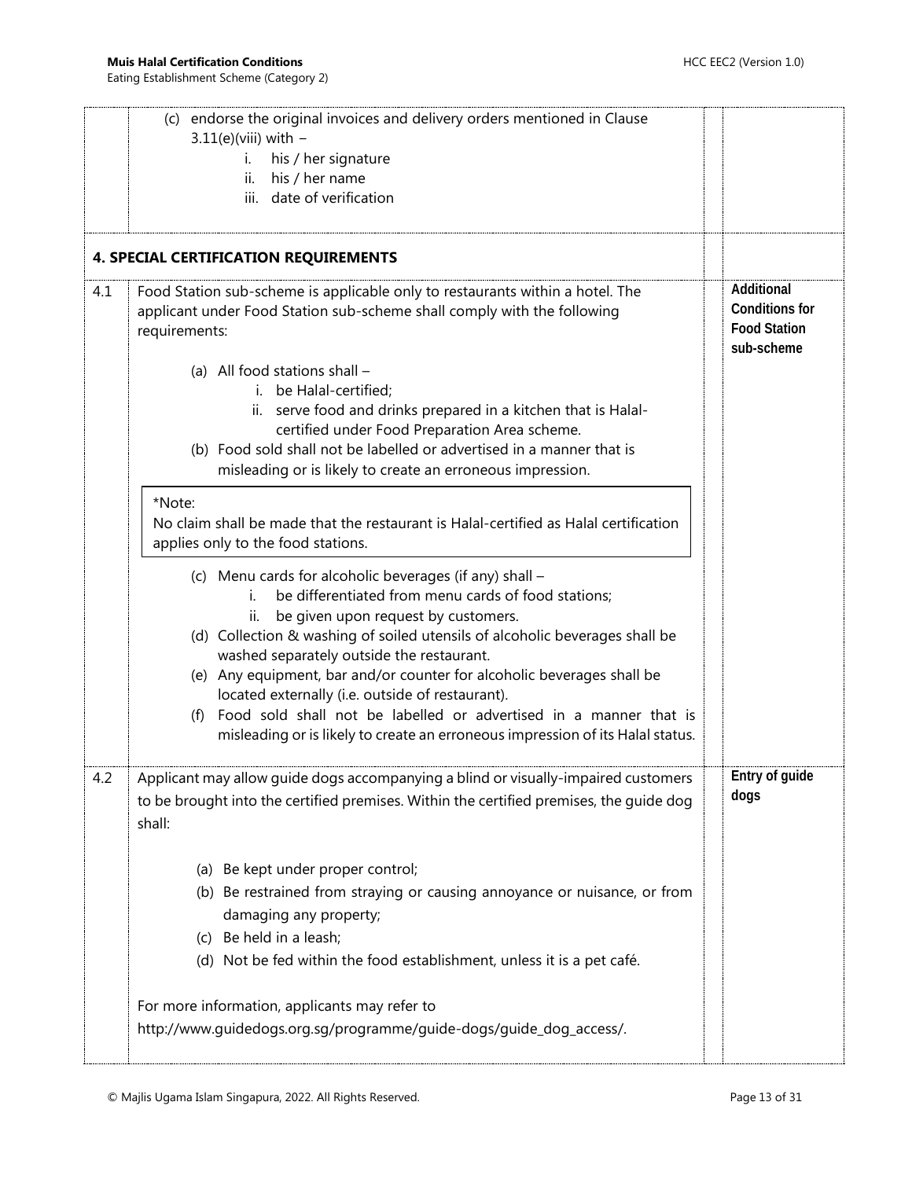| | | | |
|---|---|---|---|
| | (c) endorse the original invoices and delivery orders mentioned in Clause 3.11(e)(viii) with –<br>i. his / her signature<br>ii. his / her name<br>iii. date of verification | | |
| | **4. SPECIAL CERTIFICATION REQUIREMENTS** | | |
| 4.1 | Food Station sub-scheme is applicable only to restaurants within a hotel. The applicant under Food Station sub-scheme shall comply with the following requirements:<br><br>(a) All food stations shall –<br>i. be Halal-certified;<br>ii. serve food and drinks prepared in a kitchen that is Halal-certified under Food Preparation Area scheme.<br>(b) Food sold shall not be labelled or advertised in a manner that is misleading or is likely to create an erroneous impression.<br><br>*Note:<br>No claim shall be made that the restaurant is Halal-certified as Halal certification applies only to the food stations.<br><br>(c) Menu cards for alcoholic beverages (if any) shall –<br>i. be differentiated from menu cards of food stations;<br>ii. be given upon request by customers.<br>(d) Collection & washing of soiled utensils of alcoholic beverages shall be washed separately outside the restaurant.<br>(e) Any equipment, bar and/or counter for alcoholic beverages shall be located externally (i.e. outside of restaurant).<br>(f) Food sold shall not be labelled or advertised in a manner that is misleading or is likely to create an erroneous impression of its Halal status. | | **Additional Conditions for Food Station sub-scheme** |
| 4.2 | Applicant may allow guide dogs accompanying a blind or visually-impaired customers to be brought into the certified premises. Within the certified premises, the guide dog shall:<br><br>(a) Be kept under proper control;<br>(b) Be restrained from straying or causing annoyance or nuisance, or from damaging any property;<br>(c) Be held in a leash;<br>(d) Not be fed within the food establishment, unless it is a pet café.<br><br>For more information, applicants may refer to http://www.guidedogs.org.sg/programme/guide-dogs/guide_dog_access/. | | **Entry of guide dogs** |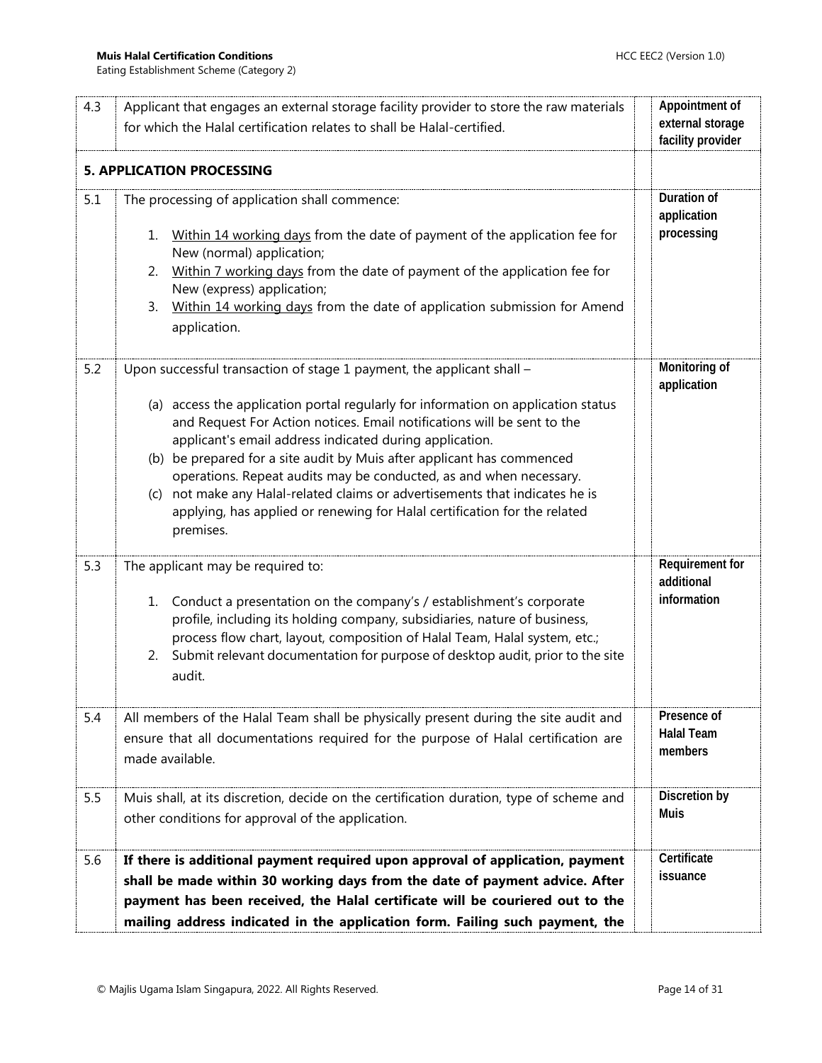| | | | |
|---|---|---|---|
| 4.3 | Applicant that engages an external storage facility provider to store the raw materials for which the Halal certification relates to shall be Halal-certified. | | **Appointment of external storage facility provider** |
| | **5. APPLICATION PROCESSING** | | |
| 5.1 | The processing of application shall commence:<br><br>1. <u>Within 14 working days</u> from the date of payment of the application fee for New (normal) application;<br>2. <u>Within 7 working days</u> from the date of payment of the application fee for New (express) application;<br>3. <u>Within 14 working days</u> from the date of application submission for Amend application. | | **Duration of application processing** |
| 5.2 | Upon successful transaction of stage 1 payment, the applicant shall –<br><br>(a) access the application portal regularly for information on application status and Request For Action notices. Email notifications will be sent to the applicant's email address indicated during application.<br>(b) be prepared for a site audit by Muis after applicant has commenced operations. Repeat audits may be conducted, as and when necessary.<br>(c) not make any Halal-related claims or advertisements that indicates he is applying, has applied or renewing for Halal certification for the related premises. | | **Monitoring of application** |
| 5.3 | The applicant may be required to:<br><br>1. Conduct a presentation on the company's / establishment's corporate profile, including its holding company, subsidiaries, nature of business, process flow chart, layout, composition of Halal Team, Halal system, etc.;<br>2. Submit relevant documentation for purpose of desktop audit, prior to the site audit. | | **Requirement for additional information** |
| 5.4 | All members of the Halal Team shall be physically present during the site audit and ensure that all documentations required for the purpose of Halal certification are made available. | | **Presence of Halal Team members** |
| 5.5 | Muis shall, at its discretion, decide on the certification duration, type of scheme and other conditions for approval of the application. | | **Discretion by Muis** |
| 5.6 | **If there is additional payment required upon approval of application, payment shall be made within 30 working days from the date of payment advice. After payment has been received, the Halal certificate will be couriered out to the mailing address indicated in the application form. Failing such payment, the** | | **Certificate issuance** |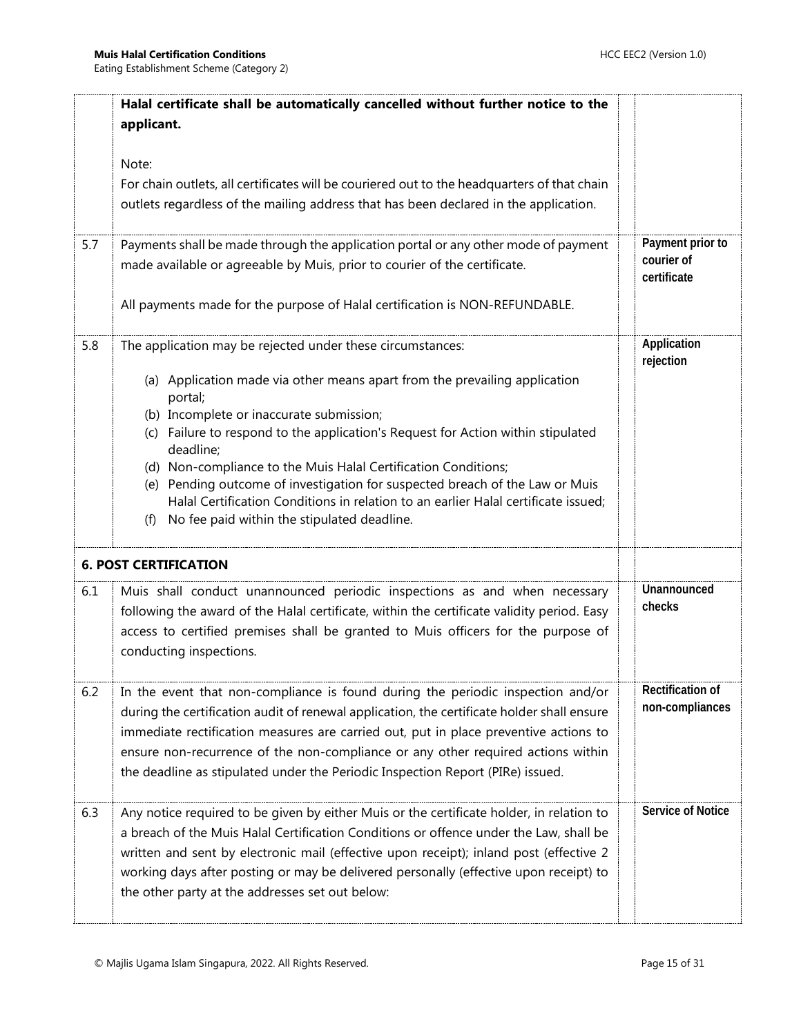| | | |
|---|---|---|
| | **Halal certificate shall be automatically cancelled without further notice to the applicant.**<br><br>Note:<br>For chain outlets, all certificates will be couriered out to the headquarters of that chain outlets regardless of the mailing address that has been declared in the application. | |
| 5.7 | Payments shall be made through the application portal or any other mode of payment made available or agreeable by Muis, prior to courier of the certificate.<br><br>All payments made for the purpose of Halal certification is NON-REFUNDABLE. | **Payment prior to courier of certificate** |
| 5.8 | The application may be rejected under these circumstances:<br><br>(a) Application made via other means apart from the prevailing application portal;<br>(b) Incomplete or inaccurate submission;<br>(c) Failure to respond to the application's Request for Action within stipulated deadline;<br>(d) Non-compliance to the Muis Halal Certification Conditions;<br>(e) Pending outcome of investigation for suspected breach of the Law or Muis Halal Certification Conditions in relation to an earlier Halal certificate issued;<br>(f) No fee paid within the stipulated deadline. | **Application rejection** |
| **6. POST CERTIFICATION** | | |
| 6.1 | Muis shall conduct unannounced periodic inspections as and when necessary following the award of the Halal certificate, within the certificate validity period. Easy access to certified premises shall be granted to Muis officers for the purpose of conducting inspections. | **Unannounced checks** |
| 6.2 | In the event that non-compliance is found during the periodic inspection and/or during the certification audit of renewal application, the certificate holder shall ensure immediate rectification measures are carried out, put in place preventive actions to ensure non-recurrence of the non-compliance or any other required actions within the deadline as stipulated under the Periodic Inspection Report (PIRe) issued. | **Rectification of non-compliances** |
| 6.3 | Any notice required to be given by either Muis or the certificate holder, in relation to a breach of the Muis Halal Certification Conditions or offence under the Law, shall be written and sent by electronic mail (effective upon receipt); inland post (effective 2 working days after posting or may be delivered personally (effective upon receipt) to the other party at the addresses set out below: | **Service of Notice** |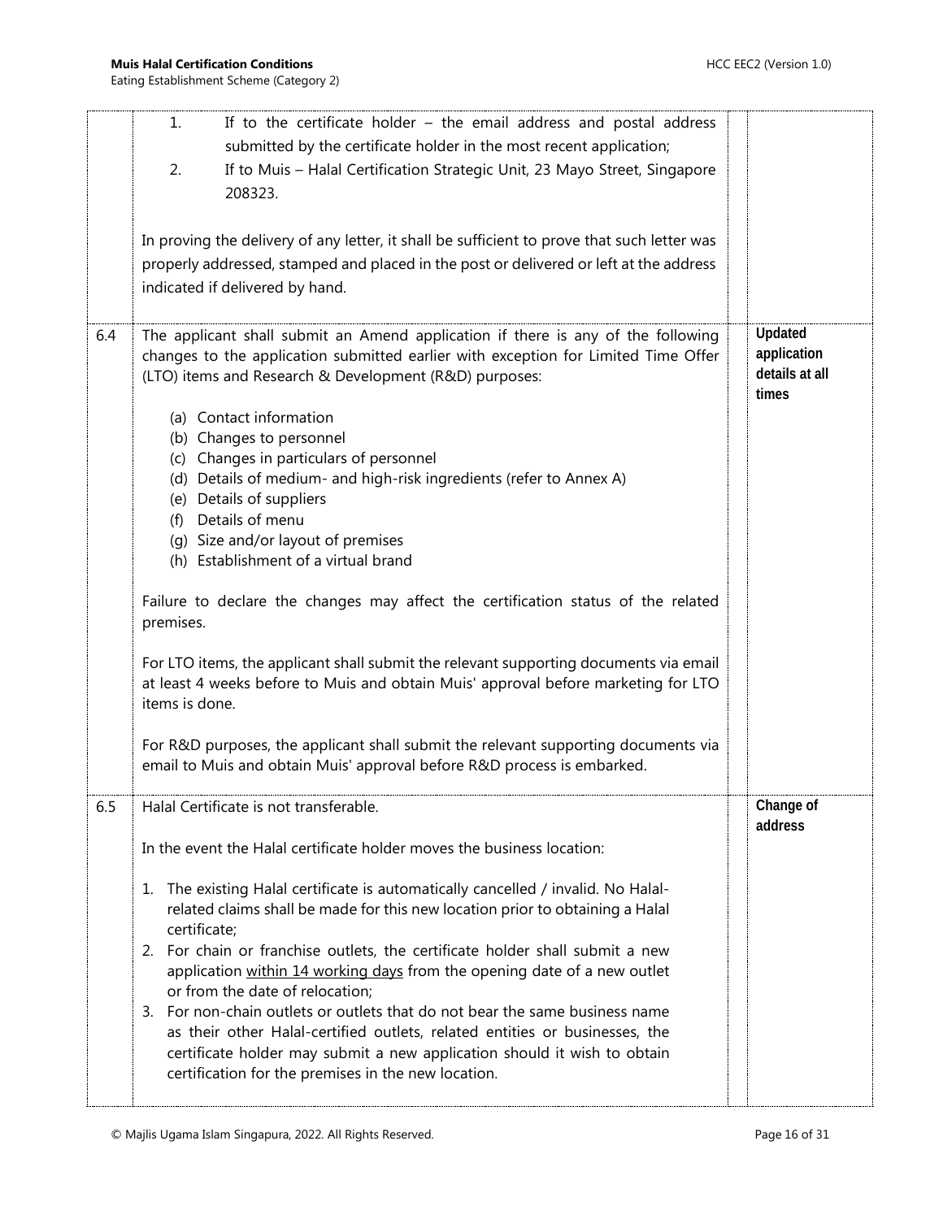| | | |
|---|---|---|
| | 1. If to the certificate holder – the email address and postal address submitted by the certificate holder in the most recent application;<br>2. If to Muis – Halal Certification Strategic Unit, 23 Mayo Street, Singapore 208323.<br><br>In proving the delivery of any letter, it shall be sufficient to prove that such letter was properly addressed, stamped and placed in the post or delivered or left at the address indicated if delivered by hand. | |
| 6.4 | The applicant shall submit an Amend application if there is any of the following changes to the application submitted earlier with exception for Limited Time Offer (LTO) items and Research & Development (R&D) purposes:<br><br>(a) Contact information<br>(b) Changes to personnel<br>(c) Changes in particulars of personnel<br>(d) Details of medium- and high-risk ingredients (refer to Annex A)<br>(e) Details of suppliers<br>(f) Details of menu<br>(g) Size and/or layout of premises<br>(h) Establishment of a virtual brand<br><br>Failure to declare the changes may affect the certification status of the related premises.<br><br>For LTO items, the applicant shall submit the relevant supporting documents via email at least 4 weeks before to Muis and obtain Muis' approval before marketing for LTO items is done.<br><br>For R&D purposes, the applicant shall submit the relevant supporting documents via email to Muis and obtain Muis' approval before R&D process is embarked. | **Updated application details at all times** |
| 6.5 | Halal Certificate is not transferable.<br><br>In the event the Halal certificate holder moves the business location:<br><br>1. The existing Halal certificate is automatically cancelled / invalid. No Halal-related claims shall be made for this new location prior to obtaining a Halal certificate;<br>2. For chain or franchise outlets, the certificate holder shall submit a new application <u>within 14 working days</u> from the opening date of a new outlet or from the date of relocation;<br>3. For non-chain outlets or outlets that do not bear the same business name as their other Halal-certified outlets, related entities or businesses, the certificate holder may submit a new application should it wish to obtain certification for the premises in the new location. | **Change of address** |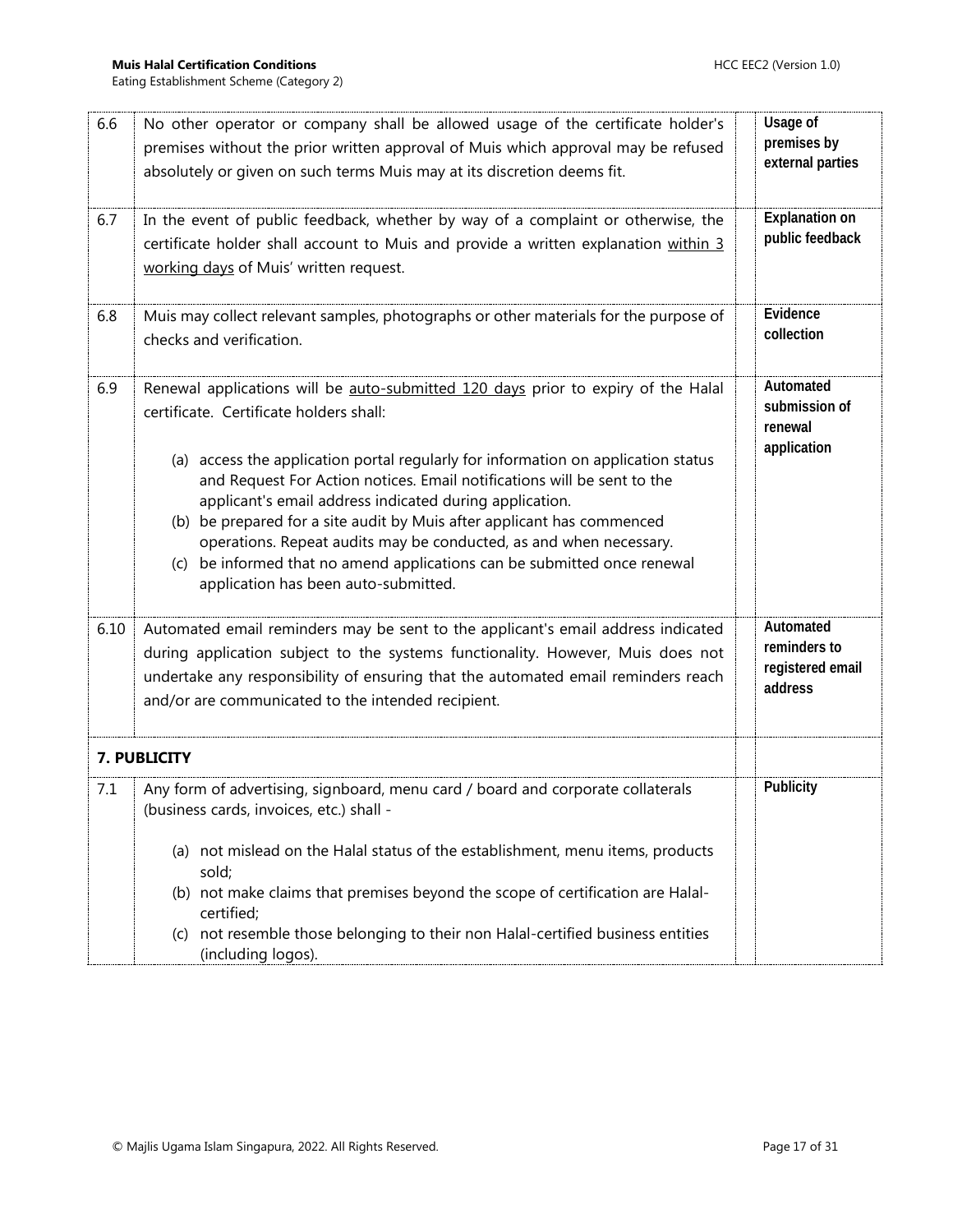| | | | |
|---|---|---|---|
| 6.6 | No other operator or company shall be allowed usage of the certificate holder's premises without the prior written approval of Muis which approval may be refused absolutely or given on such terms Muis may at its discretion deems fit. | | **Usage of premises by external parties** |
| 6.7 | In the event of public feedback, whether by way of a complaint or otherwise, the certificate holder shall account to Muis and provide a written explanation <u>within 3 working days</u> of Muis' written request. | | **Explanation on public feedback** |
| 6.8 | Muis may collect relevant samples, photographs or other materials for the purpose of checks and verification. | | **Evidence collection** |
| 6.9 | Renewal applications will be <u>auto-submitted 120 days</u> prior to expiry of the Halal certificate. Certificate holders shall:<br><br>(a) access the application portal regularly for information on application status and Request For Action notices. Email notifications will be sent to the applicant's email address indicated during application.<br>(b) be prepared for a site audit by Muis after applicant has commenced operations. Repeat audits may be conducted, as and when necessary.<br>(c) be informed that no amend applications can be submitted once renewal application has been auto-submitted. | | **Automated submission of renewal application** |
| 6.10 | Automated email reminders may be sent to the applicant's email address indicated during application subject to the systems functionality. However, Muis does not undertake any responsibility of ensuring that the automated email reminders reach and/or are communicated to the intended recipient. | | **Automated reminders to registered email address** |
| **7. PUBLICITY** | | | |
| 7.1 | Any form of advertising, signboard, menu card / board and corporate collaterals (business cards, invoices, etc.) shall -<br><br>(a) not mislead on the Halal status of the establishment, menu items, products sold;<br>(b) not make claims that premises beyond the scope of certification are Halal-certified;<br>(c) not resemble those belonging to their non Halal-certified business entities (including logos). | | **Publicity** |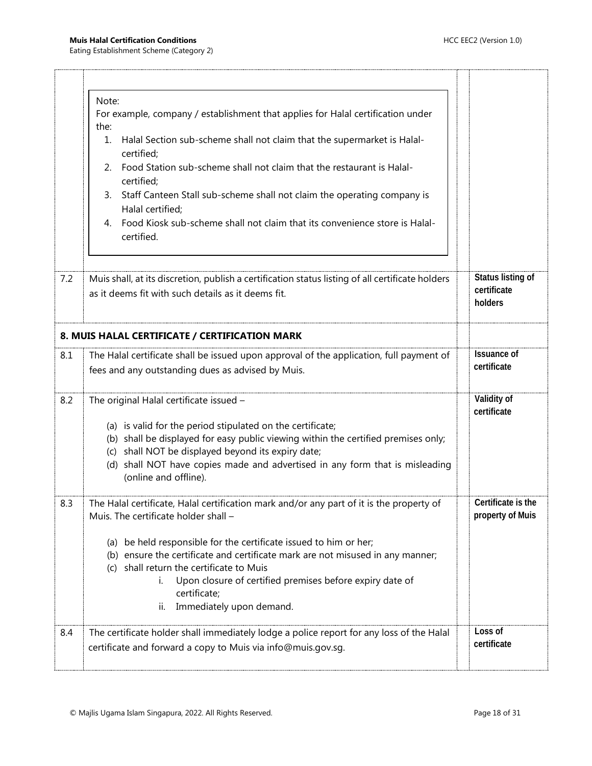> Note:
> For example, company / establishment that applies for Halal certification under the:
> 1. Halal Section sub-scheme shall not claim that the supermarket is Halal-certified;
> 2. Food Station sub-scheme shall not claim that the restaurant is Halal-certified;
> 3. Staff Canteen Stall sub-scheme shall not claim the operating company is Halal certified;
> 4. Food Kiosk sub-scheme shall not claim that its convenience store is Halal-certified.

| | | |
|---|---|---|
| 7.2 | Muis shall, at its discretion, publish a certification status listing of all certificate holders as it deems fit with such details as it deems fit. | **Status listing of certificate holders** |

## 8. MUIS HALAL CERTIFICATE / CERTIFICATION MARK

| | | |
|---|---|---|
| 8.1 | The Halal certificate shall be issued upon approval of the application, full payment of fees and any outstanding dues as advised by Muis. | **Issuance of certificate** |
| 8.2 | The original Halal certificate issued –<br><br>(a) is valid for the period stipulated on the certificate;<br>(b) shall be displayed for easy public viewing within the certified premises only;<br>(c) shall NOT be displayed beyond its expiry date;<br>(d) shall NOT have copies made and advertised in any form that is misleading (online and offline). | **Validity of certificate** |
| 8.3 | The Halal certificate, Halal certification mark and/or any part of it is the property of Muis. The certificate holder shall –<br><br>(a) be held responsible for the certificate issued to him or her;<br>(b) ensure the certificate and certificate mark are not misused in any manner;<br>(c) shall return the certificate to Muis<br>i. Upon closure of certified premises before expiry date of certificate;<br>ii. Immediately upon demand. | **Certificate is the property of Muis** |
| 8.4 | The certificate holder shall immediately lodge a police report for any loss of the Halal certificate and forward a copy to Muis via info@muis.gov.sg. | **Loss of certificate** |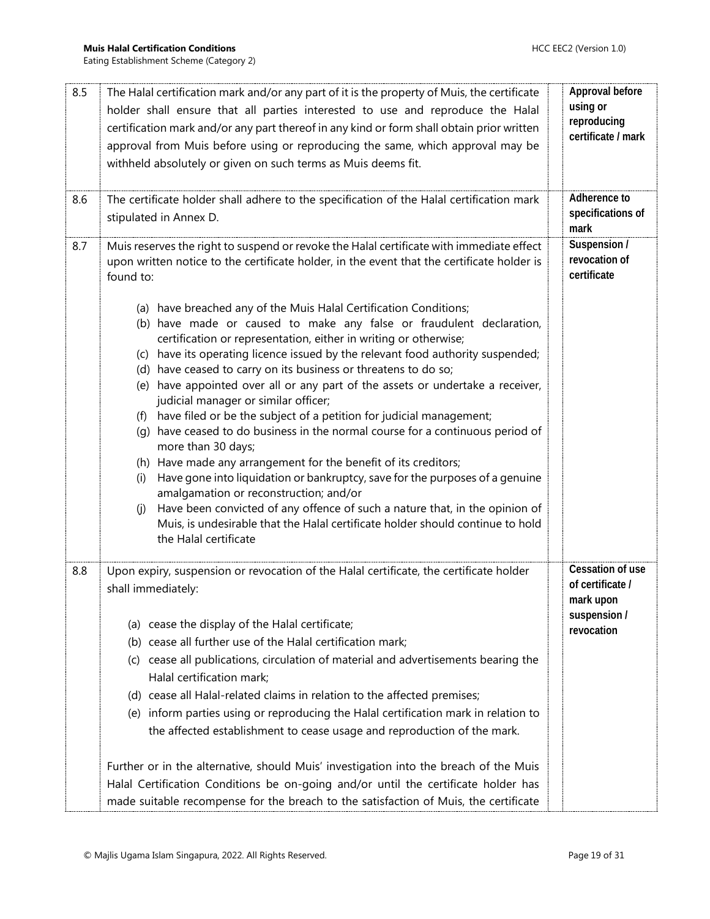| | | |
|---|---|---|
| 8.5 | The Halal certification mark and/or any part of it is the property of Muis, the certificate holder shall ensure that all parties interested to use and reproduce the Halal certification mark and/or any part thereof in any kind or form shall obtain prior written approval from Muis before using or reproducing the same, which approval may be withheld absolutely or given on such terms as Muis deems fit. | **Approval before using or reproducing certificate / mark** |
| 8.6 | The certificate holder shall adhere to the specification of the Halal certification mark stipulated in Annex D. | **Adherence to specifications of mark** |
| 8.7 | Muis reserves the right to suspend or revoke the Halal certificate with immediate effect upon written notice to the certificate holder, in the event that the certificate holder is found to:<br><br>(a) have breached any of the Muis Halal Certification Conditions;<br>(b) have made or caused to make any false or fraudulent declaration, certification or representation, either in writing or otherwise;<br>(c) have its operating licence issued by the relevant food authority suspended;<br>(d) have ceased to carry on its business or threatens to do so;<br>(e) have appointed over all or any part of the assets or undertake a receiver, judicial manager or similar officer;<br>(f) have filed or be the subject of a petition for judicial management;<br>(g) have ceased to do business in the normal course for a continuous period of more than 30 days;<br>(h) Have made any arrangement for the benefit of its creditors;<br>(i) Have gone into liquidation or bankruptcy, save for the purposes of a genuine amalgamation or reconstruction; and/or<br>(j) Have been convicted of any offence of such a nature that, in the opinion of Muis, is undesirable that the Halal certificate holder should continue to hold the Halal certificate | **Suspension / revocation of certificate** |
| 8.8 | Upon expiry, suspension or revocation of the Halal certificate, the certificate holder shall immediately:<br><br>(a) cease the display of the Halal certificate;<br>(b) cease all further use of the Halal certification mark;<br>(c) cease all publications, circulation of material and advertisements bearing the Halal certification mark;<br>(d) cease all Halal-related claims in relation to the affected premises;<br>(e) inform parties using or reproducing the Halal certification mark in relation to the affected establishment to cease usage and reproduction of the mark.<br><br>Further or in the alternative, should Muis' investigation into the breach of the Muis Halal Certification Conditions be on-going and/or until the certificate holder has made suitable recompense for the breach to the satisfaction of Muis, the certificate | **Cessation of use of certificate / mark upon suspension / revocation** |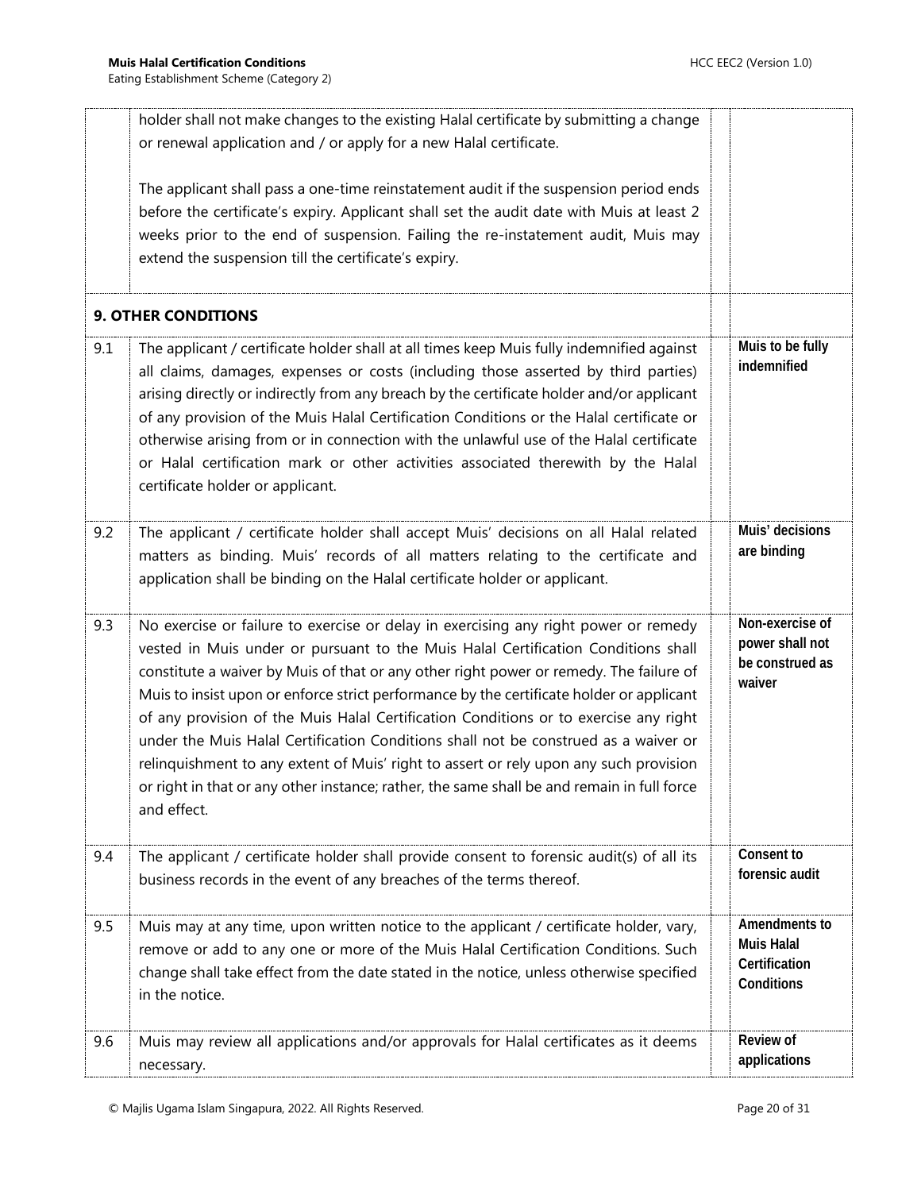| | | |
|---|---|---|
| | holder shall not make changes to the existing Halal certificate by submitting a change or renewal application and / or apply for a new Halal certificate.<br><br>The applicant shall pass a one-time reinstatement audit if the suspension period ends before the certificate's expiry. Applicant shall set the audit date with Muis at least 2 weeks prior to the end of suspension. Failing the re-instatement audit, Muis may extend the suspension till the certificate's expiry. | |
| **9. OTHER CONDITIONS** | | |
| 9.1 | The applicant / certificate holder shall at all times keep Muis fully indemnified against all claims, damages, expenses or costs (including those asserted by third parties) arising directly or indirectly from any breach by the certificate holder and/or applicant of any provision of the Muis Halal Certification Conditions or the Halal certificate or otherwise arising from or in connection with the unlawful use of the Halal certificate or Halal certification mark or other activities associated therewith by the Halal certificate holder or applicant. | **Muis to be fully indemnified** |
| 9.2 | The applicant / certificate holder shall accept Muis' decisions on all Halal related matters as binding. Muis' records of all matters relating to the certificate and application shall be binding on the Halal certificate holder or applicant. | **Muis' decisions are binding** |
| 9.3 | No exercise or failure to exercise or delay in exercising any right power or remedy vested in Muis under or pursuant to the Muis Halal Certification Conditions shall constitute a waiver by Muis of that or any other right power or remedy. The failure of Muis to insist upon or enforce strict performance by the certificate holder or applicant of any provision of the Muis Halal Certification Conditions or to exercise any right under the Muis Halal Certification Conditions shall not be construed as a waiver or relinquishment to any extent of Muis' right to assert or rely upon any such provision or right in that or any other instance; rather, the same shall be and remain in full force and effect. | **Non-exercise of power shall not be construed as waiver** |
| 9.4 | The applicant / certificate holder shall provide consent to forensic audit(s) of all its business records in the event of any breaches of the terms thereof. | **Consent to forensic audit** |
| 9.5 | Muis may at any time, upon written notice to the applicant / certificate holder, vary, remove or add to any one or more of the Muis Halal Certification Conditions. Such change shall take effect from the date stated in the notice, unless otherwise specified in the notice. | **Amendments to Muis Halal Certification Conditions** |
| 9.6 | Muis may review all applications and/or approvals for Halal certificates as it deems necessary. | **Review of applications** |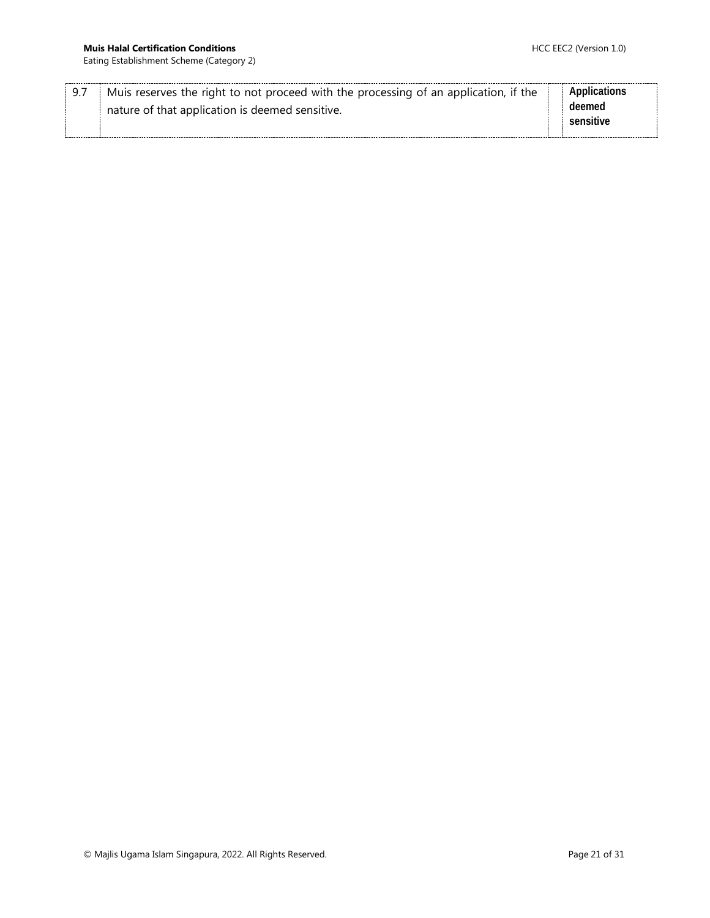| 9.7 | Muis reserves the right to not proceed with the processing of an application, if the nature of that application is deemed sensitive. | | **Applications deemed sensitive** |
|---|---|---|---|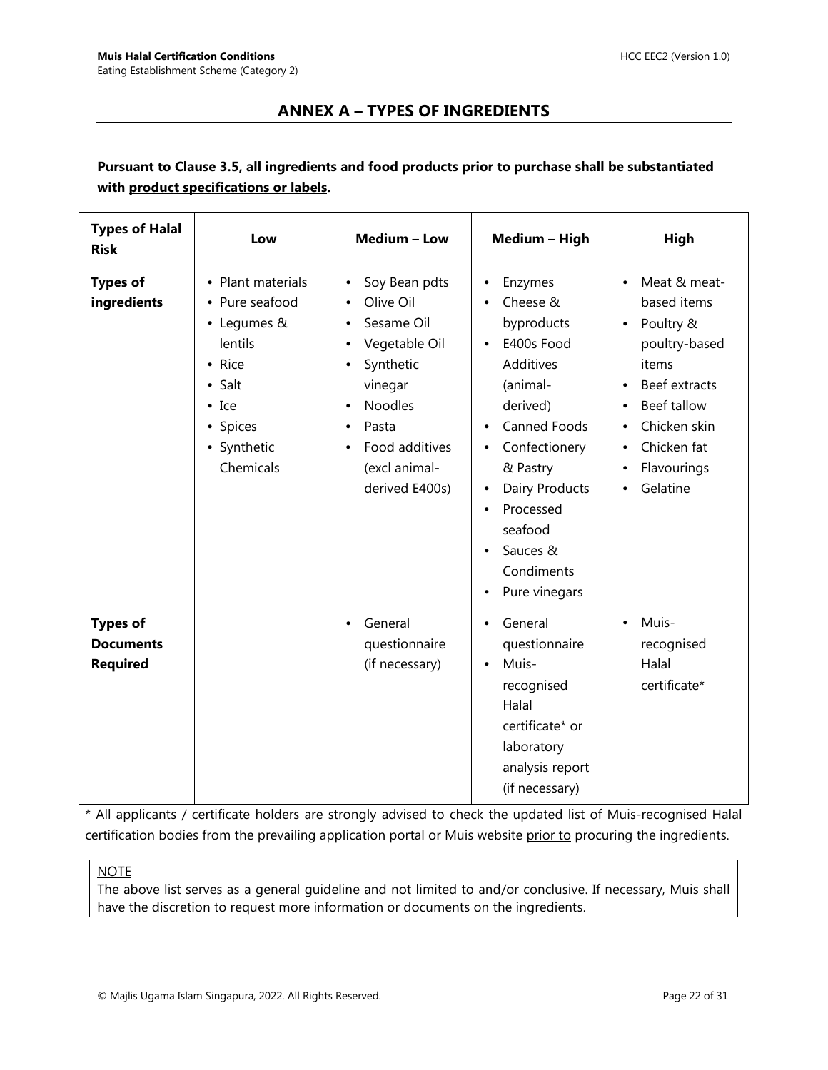# ANNEX A – TYPES OF INGREDIENTS

**Pursuant to Clause 3.5, all ingredients and food products prior to purchase shall be substantiated with product specifications or labels.**

| Types of Halal Risk | Low | Medium – Low | Medium – High | High |
|---|---|---|---|---|
| **Types of ingredients** | • Plant materials<br>• Pure seafood<br>• Legumes & lentils<br>• Rice<br>• Salt<br>• Ice<br>• Spices<br>• Synthetic Chemicals | • Soy Bean pdts<br>• Olive Oil<br>• Sesame Oil<br>• Vegetable Oil<br>• Synthetic vinegar<br>• Noodles<br>• Pasta<br>• Food additives (excl animal-derived E400s) | • Enzymes<br>• Cheese & byproducts<br>• E400s Food Additives (animal-derived)<br>• Canned Foods<br>• Confectionery & Pastry<br>• Dairy Products<br>• Processed seafood<br>• Sauces & Condiments<br>• Pure vinegars | • Meat & meat-based items<br>• Poultry & poultry-based items<br>• Beef extracts<br>• Beef tallow<br>• Chicken skin<br>• Chicken fat<br>• Flavourings<br>• Gelatine |
| **Types of Documents Required** | | • General questionnaire (if necessary) | • General questionnaire<br>• Muis-recognised Halal certificate* or laboratory analysis report (if necessary) | • Muis-recognised Halal certificate* |

* All applicants / certificate holders are strongly advised to check the updated list of Muis-recognised Halal certification bodies from the prevailing application portal or Muis website prior to procuring the ingredients.

NOTE

The above list serves as a general guideline and not limited to and/or conclusive. If necessary, Muis shall have the discretion to request more information or documents on the ingredients.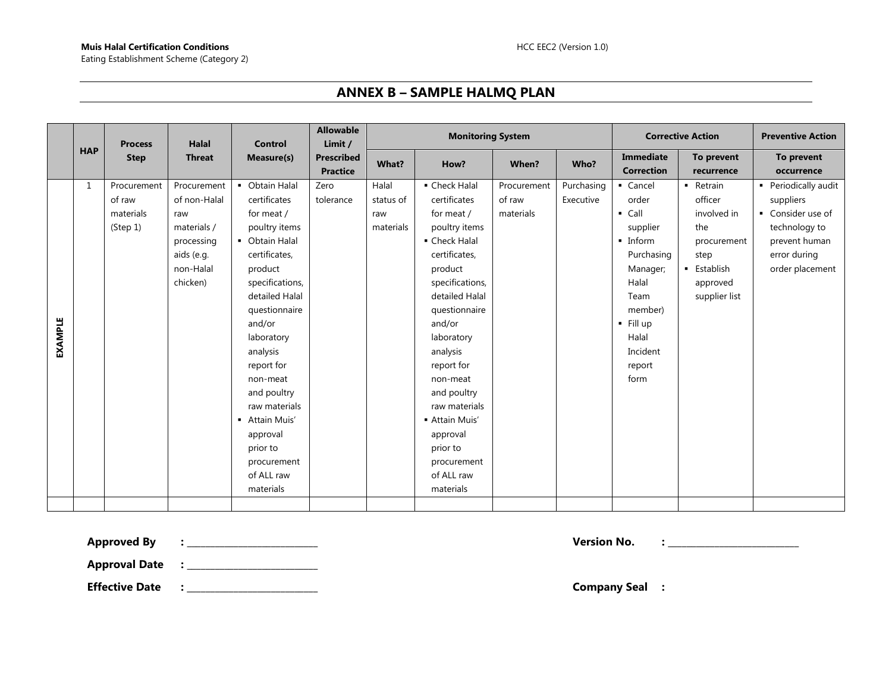## ANNEX B – SAMPLE HALMQ PLAN

| | HAP | Process Step | Halal Threat | Control Measure(s) | Allowable Limit / Prescribed Practice | Monitoring System | | | | Corrective Action | | Preventive Action |
|---|---|---|---|---|---|---|---|---|---|---|---|---|
| | | | | | | What? | How? | When? | Who? | Immediate Correction | To prevent recurrence | To prevent occurrence |
| EXAMPLE | 1 | Procurement of raw materials (Step 1) | Procurement of non-Halal raw materials / processing aids (e.g. non-Halal chicken) | ▪ Obtain Halal certificates for meat / poultry items<br>▪ Obtain Halal certificates, product specifications, detailed Halal questionnaire and/or laboratory analysis report for non-meat and poultry raw materials<br>▪ Attain Muis' approval prior to procurement of ALL raw materials | Zero tolerance | Halal status of raw materials | ▪ Check Halal certificates for meat / poultry items<br>▪ Check Halal certificates, product specifications, detailed Halal questionnaire and/or laboratory analysis report for non-meat and poultry raw materials<br>▪ Attain Muis' approval prior to procurement of ALL raw materials | Procurement of raw materials | Purchasing Executive | ▪ Cancel order<br>▪ Call supplier<br>▪ Inform Purchasing Manager; Halal Team member)<br>▪ Fill up Halal Incident report form | ▪ Retrain officer involved in the procurement step<br>▪ Establish approved supplier list | ▪ Periodically audit suppliers<br>▪ Consider use of technology to prevent human error during order placement |
| | | | | | | | | | | | | |

**Approved By** : ___________________________

**Approval Date** : ___________________________

**Effective Date** : ___________________________

**Version No.** : ___________________________

**Company Seal** :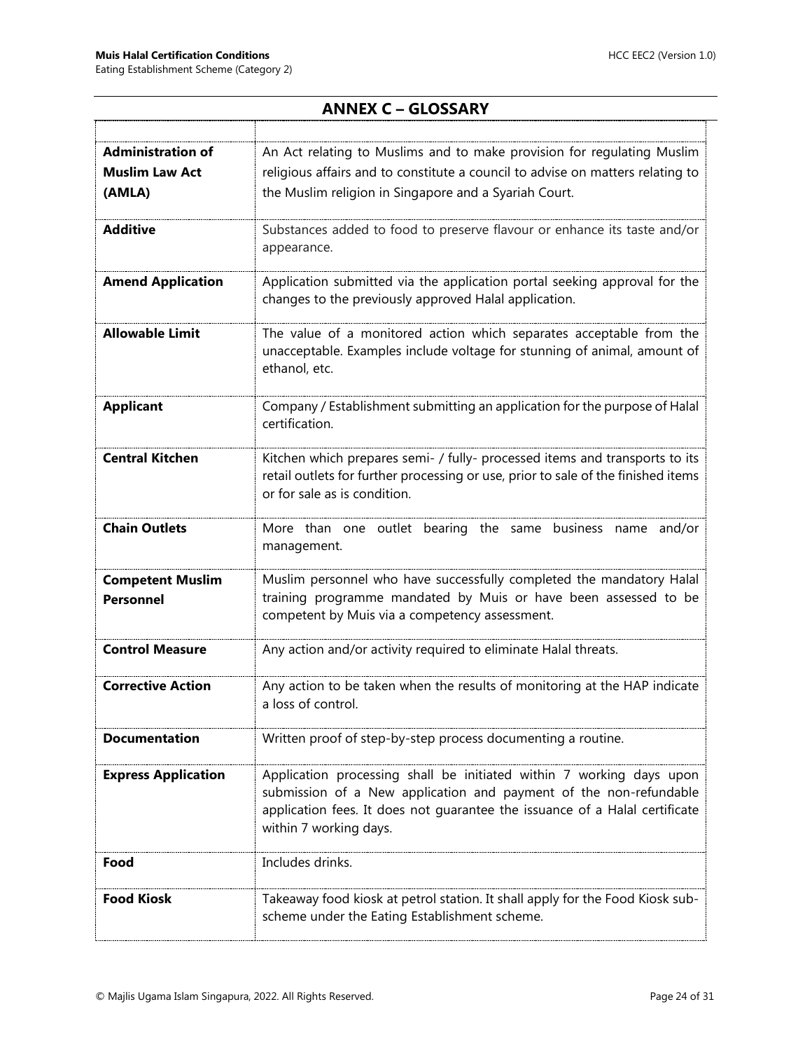## ANNEX C – GLOSSARY

| | |
|---|---|
| **Administration of Muslim Law Act (AMLA)** | An Act relating to Muslims and to make provision for regulating Muslim religious affairs and to constitute a council to advise on matters relating to the Muslim religion in Singapore and a Syariah Court. |
| **Additive** | Substances added to food to preserve flavour or enhance its taste and/or appearance. |
| **Amend Application** | Application submitted via the application portal seeking approval for the changes to the previously approved Halal application. |
| **Allowable Limit** | The value of a monitored action which separates acceptable from the unacceptable. Examples include voltage for stunning of animal, amount of ethanol, etc. |
| **Applicant** | Company / Establishment submitting an application for the purpose of Halal certification. |
| **Central Kitchen** | Kitchen which prepares semi- / fully- processed items and transports to its retail outlets for further processing or use, prior to sale of the finished items or for sale as is condition. |
| **Chain Outlets** | More than one outlet bearing the same business name and/or management. |
| **Competent Muslim Personnel** | Muslim personnel who have successfully completed the mandatory Halal training programme mandated by Muis or have been assessed to be competent by Muis via a competency assessment. |
| **Control Measure** | Any action and/or activity required to eliminate Halal threats. |
| **Corrective Action** | Any action to be taken when the results of monitoring at the HAP indicate a loss of control. |
| **Documentation** | Written proof of step-by-step process documenting a routine. |
| **Express Application** | Application processing shall be initiated within 7 working days upon submission of a New application and payment of the non-refundable application fees. It does not guarantee the issuance of a Halal certificate within 7 working days. |
| **Food** | Includes drinks. |
| **Food Kiosk** | Takeaway food kiosk at petrol station. It shall apply for the Food Kiosk sub-scheme under the Eating Establishment scheme. |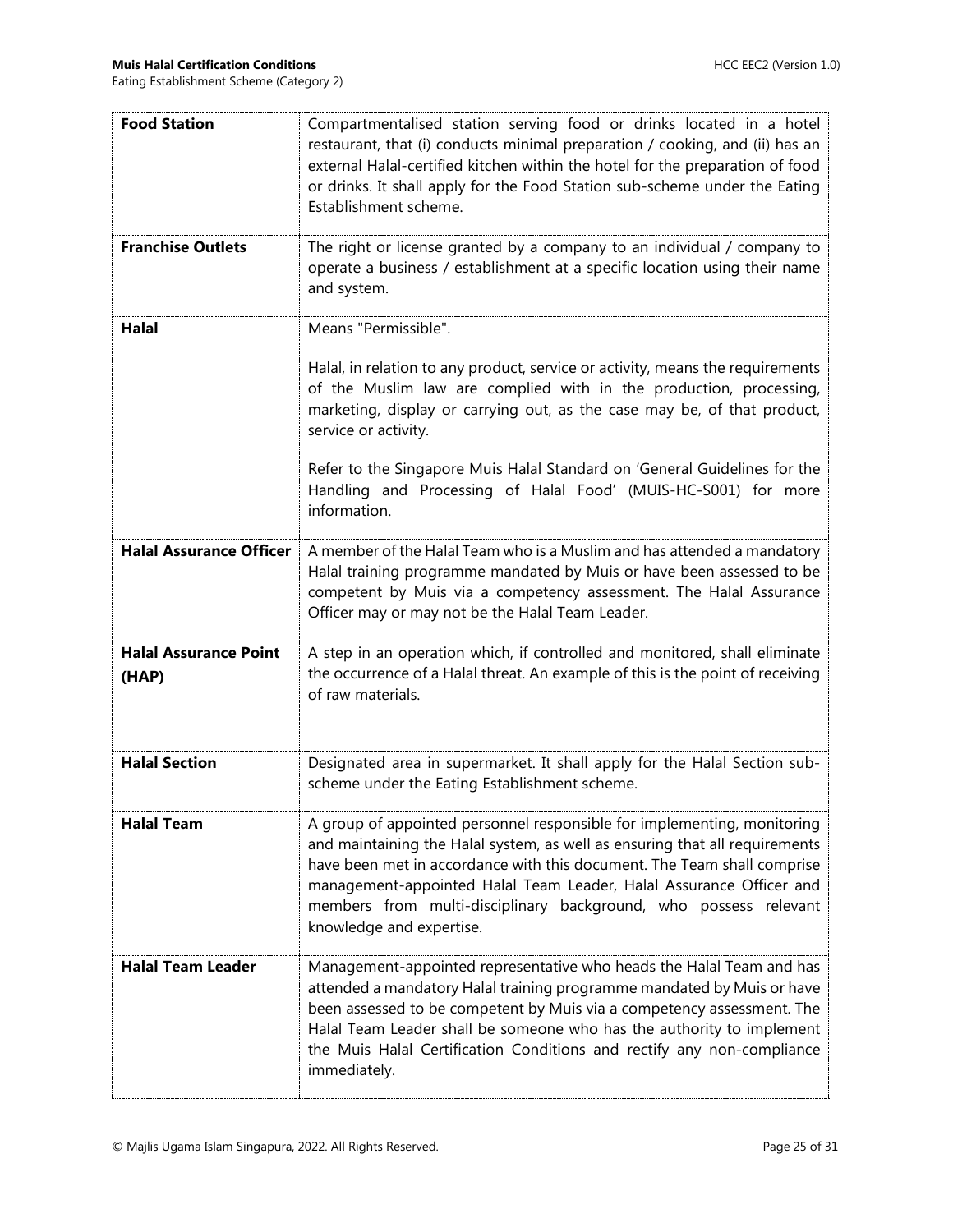| | |
|---|---|
| **Food Station** | Compartmentalised station serving food or drinks located in a hotel restaurant, that (i) conducts minimal preparation / cooking, and (ii) has an external Halal-certified kitchen within the hotel for the preparation of food or drinks. It shall apply for the Food Station sub-scheme under the Eating Establishment scheme. |
| **Franchise Outlets** | The right or license granted by a company to an individual / company to operate a business / establishment at a specific location using their name and system. |
| **Halal** | Means "Permissible".<br><br>Halal, in relation to any product, service or activity, means the requirements of the Muslim law are complied with in the production, processing, marketing, display or carrying out, as the case may be, of that product, service or activity.<br><br>Refer to the Singapore Muis Halal Standard on 'General Guidelines for the Handling and Processing of Halal Food' (MUIS-HC-S001) for more information. |
| **Halal Assurance Officer** | A member of the Halal Team who is a Muslim and has attended a mandatory Halal training programme mandated by Muis or have been assessed to be competent by Muis via a competency assessment. The Halal Assurance Officer may or may not be the Halal Team Leader. |
| **Halal Assurance Point (HAP)** | A step in an operation which, if controlled and monitored, shall eliminate the occurrence of a Halal threat. An example of this is the point of receiving of raw materials. |
| **Halal Section** | Designated area in supermarket. It shall apply for the Halal Section sub-scheme under the Eating Establishment scheme. |
| **Halal Team** | A group of appointed personnel responsible for implementing, monitoring and maintaining the Halal system, as well as ensuring that all requirements have been met in accordance with this document. The Team shall comprise management-appointed Halal Team Leader, Halal Assurance Officer and members from multi-disciplinary background, who possess relevant knowledge and expertise. |
| **Halal Team Leader** | Management-appointed representative who heads the Halal Team and has attended a mandatory Halal training programme mandated by Muis or have been assessed to be competent by Muis via a competency assessment. The Halal Team Leader shall be someone who has the authority to implement the Muis Halal Certification Conditions and rectify any non-compliance immediately. |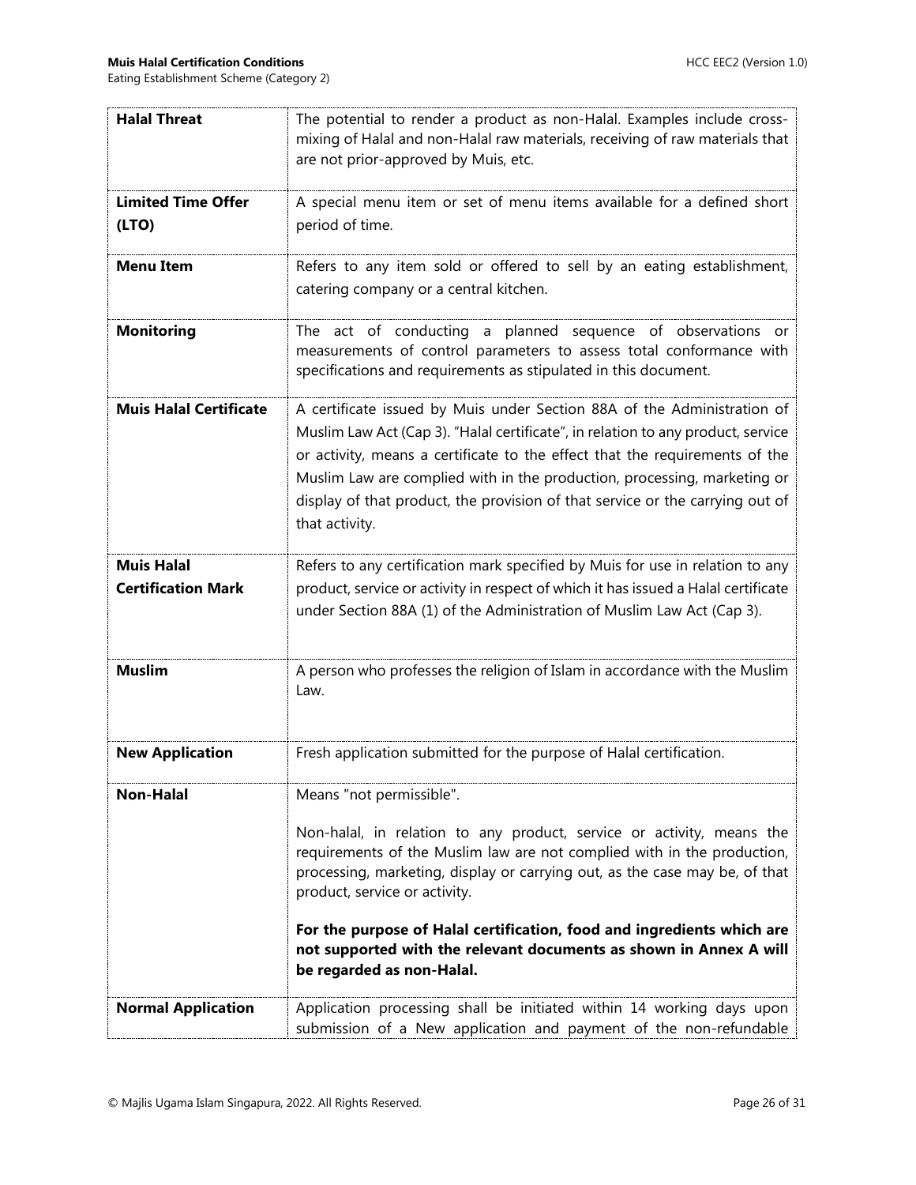| **Halal Threat** | The potential to render a product as non-Halal. Examples include cross-mixing of Halal and non-Halal raw materials, receiving of raw materials that are not prior-approved by Muis, etc. |
|---|---|
| **Limited Time Offer (LTO)** | A special menu item or set of menu items available for a defined short period of time. |
| **Menu Item** | Refers to any item sold or offered to sell by an eating establishment, catering company or a central kitchen. |
| **Monitoring** | The act of conducting a planned sequence of observations or measurements of control parameters to assess total conformance with specifications and requirements as stipulated in this document. |
| **Muis Halal Certificate** | A certificate issued by Muis under Section 88A of the Administration of Muslim Law Act (Cap 3). "Halal certificate", in relation to any product, service or activity, means a certificate to the effect that the requirements of the Muslim Law are complied with in the production, processing, marketing or display of that product, the provision of that service or the carrying out of that activity. |
| **Muis Halal Certification Mark** | Refers to any certification mark specified by Muis for use in relation to any product, service or activity in respect of which it has issued a Halal certificate under Section 88A (1) of the Administration of Muslim Law Act (Cap 3). |
| **Muslim** | A person who professes the religion of Islam in accordance with the Muslim Law. |
| **New Application** | Fresh application submitted for the purpose of Halal certification. |
| **Non-Halal** | Means "not permissible".<br><br>Non-halal, in relation to any product, service or activity, means the requirements of the Muslim law are not complied with in the production, processing, marketing, display or carrying out, as the case may be, of that product, service or activity.<br><br>**For the purpose of Halal certification, food and ingredients which are not supported with the relevant documents as shown in Annex A will be regarded as non-Halal.** |
| **Normal Application** | Application processing shall be initiated within 14 working days upon submission of a New application and payment of the non-refundable |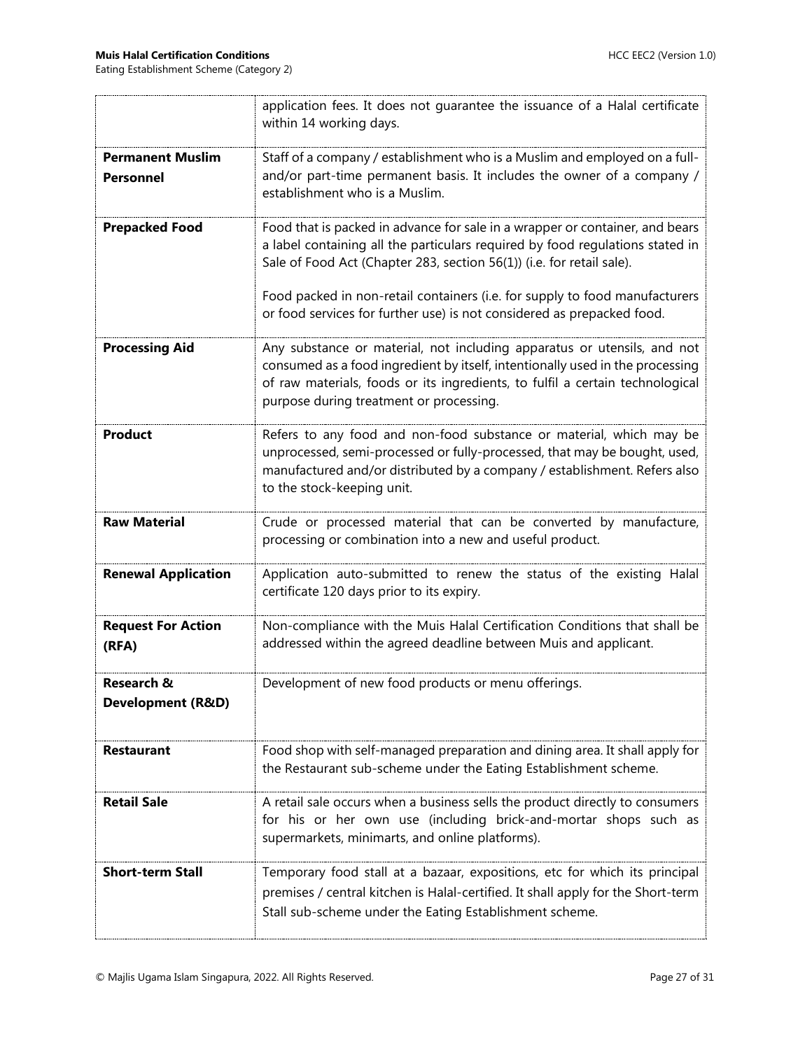| | |
|---|---|
| | application fees. It does not guarantee the issuance of a Halal certificate within 14 working days. |
| **Permanent Muslim Personnel** | Staff of a company / establishment who is a Muslim and employed on a full- and/or part-time permanent basis. It includes the owner of a company / establishment who is a Muslim. |
| **Prepacked Food** | Food that is packed in advance for sale in a wrapper or container, and bears a label containing all the particulars required by food regulations stated in Sale of Food Act (Chapter 283, section 56(1)) (i.e. for retail sale).<br><br>Food packed in non-retail containers (i.e. for supply to food manufacturers or food services for further use) is not considered as prepacked food. |
| **Processing Aid** | Any substance or material, not including apparatus or utensils, and not consumed as a food ingredient by itself, intentionally used in the processing of raw materials, foods or its ingredients, to fulfil a certain technological purpose during treatment or processing. |
| **Product** | Refers to any food and non-food substance or material, which may be unprocessed, semi-processed or fully-processed, that may be bought, used, manufactured and/or distributed by a company / establishment. Refers also to the stock-keeping unit. |
| **Raw Material** | Crude or processed material that can be converted by manufacture, processing or combination into a new and useful product. |
| **Renewal Application** | Application auto-submitted to renew the status of the existing Halal certificate 120 days prior to its expiry. |
| **Request For Action (RFA)** | Non-compliance with the Muis Halal Certification Conditions that shall be addressed within the agreed deadline between Muis and applicant. |
| **Research & Development (R&D)** | Development of new food products or menu offerings. |
| **Restaurant** | Food shop with self-managed preparation and dining area. It shall apply for the Restaurant sub-scheme under the Eating Establishment scheme. |
| **Retail Sale** | A retail sale occurs when a business sells the product directly to consumers for his or her own use (including brick-and-mortar shops such as supermarkets, minimarts, and online platforms). |
| **Short-term Stall** | Temporary food stall at a bazaar, expositions, etc for which its principal premises / central kitchen is Halal-certified. It shall apply for the Short-term Stall sub-scheme under the Eating Establishment scheme. |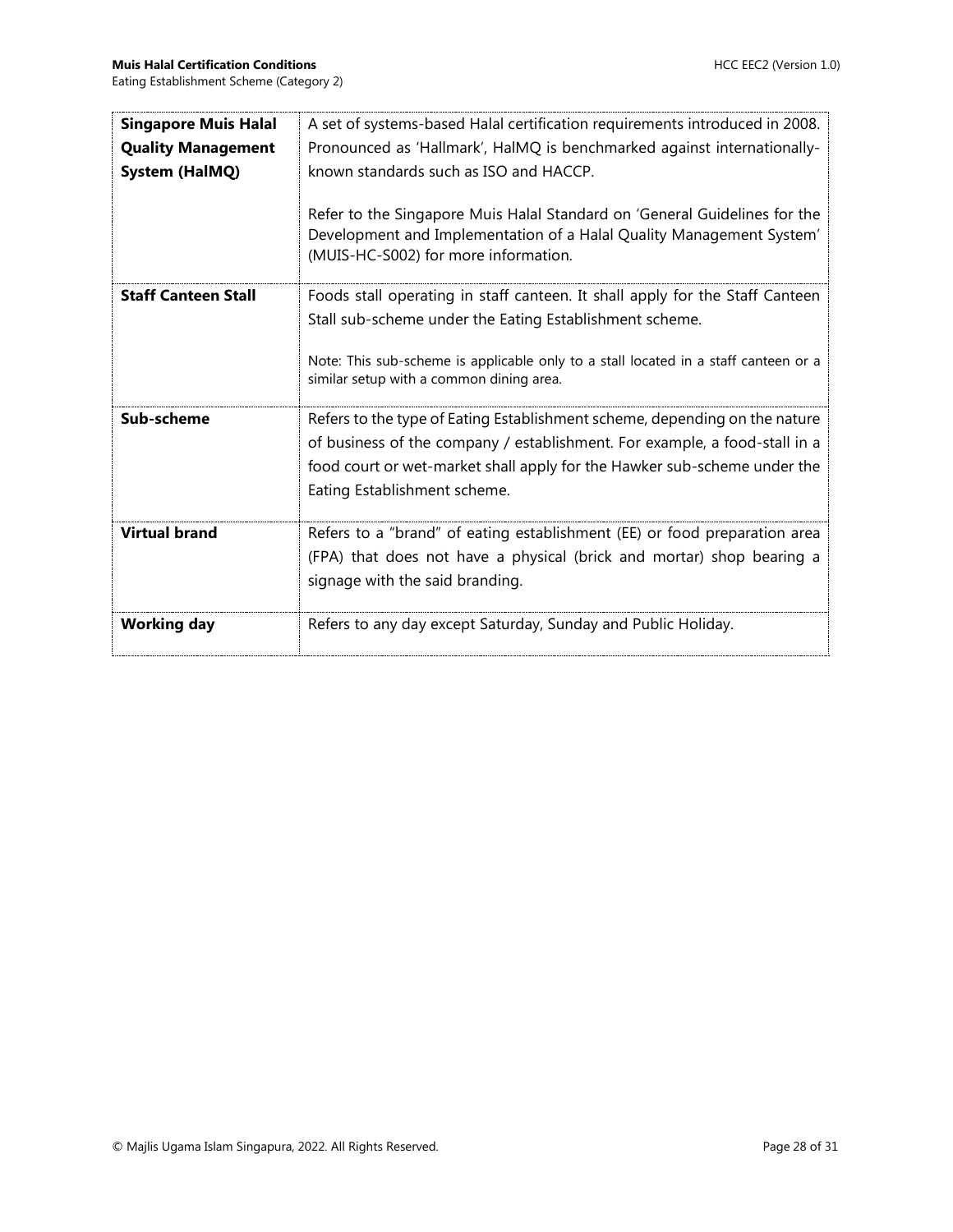| | |
|---|---|
| **Singapore Muis Halal Quality Management System (HalMQ)** | A set of systems-based Halal certification requirements introduced in 2008. Pronounced as 'Hallmark', HalMQ is benchmarked against internationally-known standards such as ISO and HACCP.<br><br>Refer to the Singapore Muis Halal Standard on 'General Guidelines for the Development and Implementation of a Halal Quality Management System' (MUIS-HC-S002) for more information. |
| **Staff Canteen Stall** | Foods stall operating in staff canteen. It shall apply for the Staff Canteen Stall sub-scheme under the Eating Establishment scheme.<br><br>Note: This sub-scheme is applicable only to a stall located in a staff canteen or a similar setup with a common dining area. |
| **Sub-scheme** | Refers to the type of Eating Establishment scheme, depending on the nature of business of the company / establishment. For example, a food-stall in a food court or wet-market shall apply for the Hawker sub-scheme under the Eating Establishment scheme. |
| **Virtual brand** | Refers to a "brand" of eating establishment (EE) or food preparation area (FPA) that does not have a physical (brick and mortar) shop bearing a signage with the said branding. |
| **Working day** | Refers to any day except Saturday, Sunday and Public Holiday. |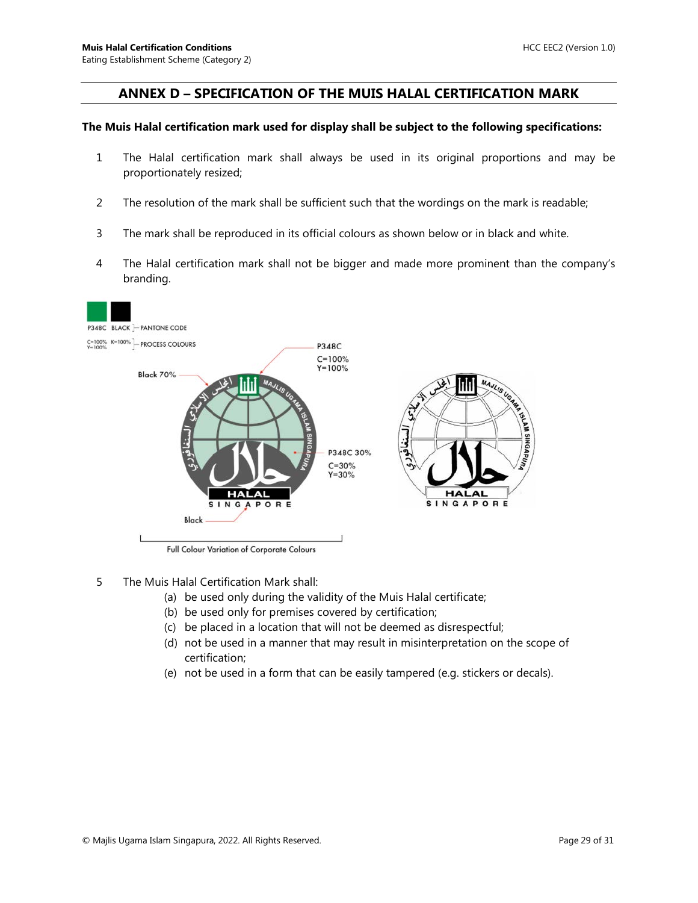## ANNEX D – SPECIFICATION OF THE MUIS HALAL CERTIFICATION MARK

**The Muis Halal certification mark used for display shall be subject to the following specifications:**

1. The Halal certification mark shall always be used in its original proportions and may be proportionately resized;

2. The resolution of the mark shall be sufficient such that the wordings on the mark is readable;

3. The mark shall be reproduced in its official colours as shown below or in black and white.

4. The Halal certification mark shall not be bigger and made more prominent than the company's branding.

P348C BLACK — PANTONE CODE

C=100% Y=100% K=100% — PROCESS COLOURS

Black 70%

P348C C=100% Y=100%

P348C 30% C=30% Y=30%

Black

Full Colour Variation of Corporate Colours

5. The Muis Halal Certification Mark shall:
   - (a) be used only during the validity of the Muis Halal certificate;
   - (b) be used only for premises covered by certification;
   - (c) be placed in a location that will not be deemed as disrespectful;
   - (d) not be used in a manner that may result in misinterpretation on the scope of certification;
   - (e) not be used in a form that can be easily tampered (e.g. stickers or decals).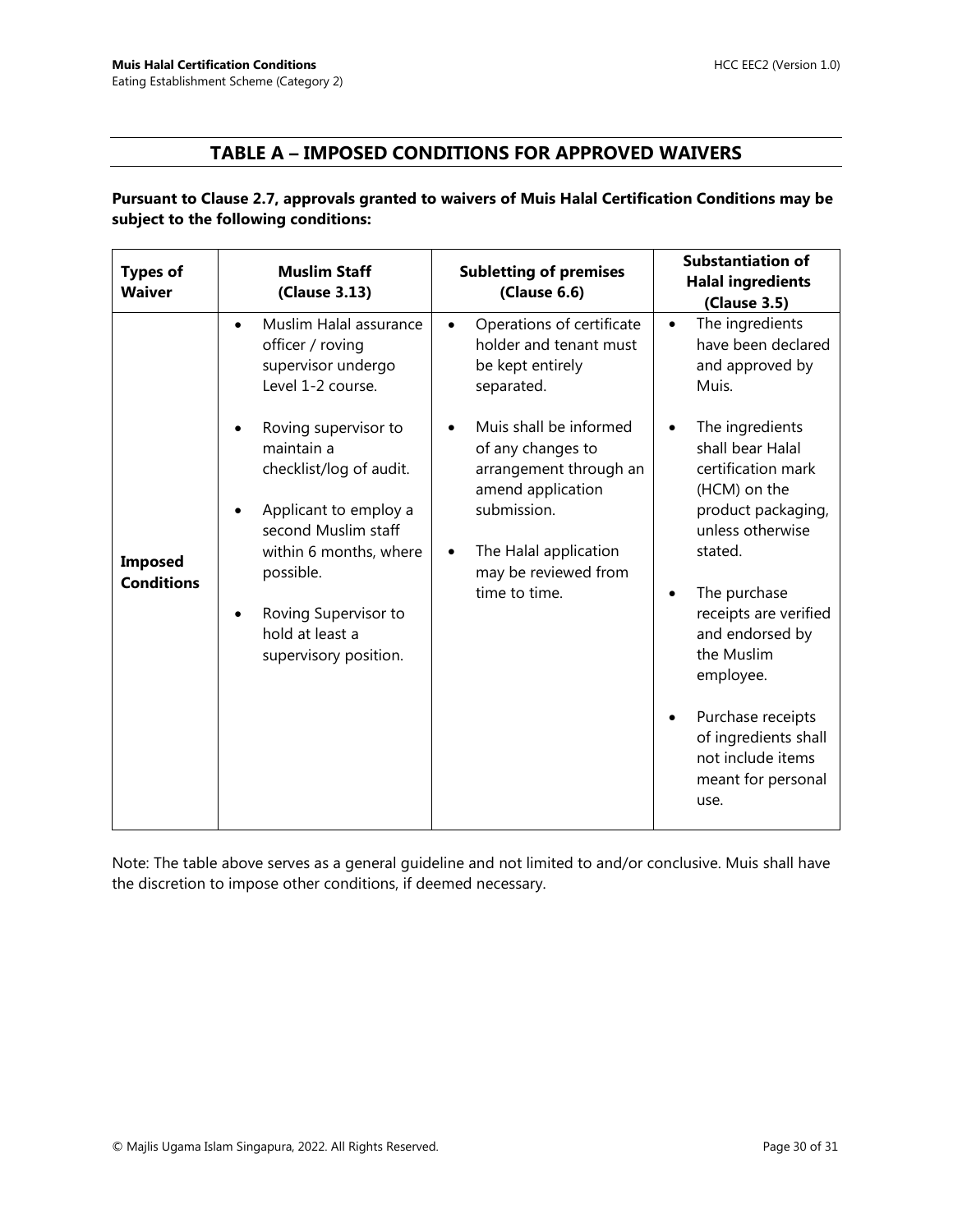## TABLE A – IMPOSED CONDITIONS FOR APPROVED WAIVERS

**Pursuant to Clause 2.7, approvals granted to waivers of Muis Halal Certification Conditions may be subject to the following conditions:**

| **Types of Waiver** | **Muslim Staff (Clause 3.13)** | **Subletting of premises (Clause 6.6)** | **Substantiation of Halal ingredients (Clause 3.5)** |
|---|---|---|---|
| **Imposed Conditions** | • Muslim Halal assurance officer / roving supervisor undergo Level 1-2 course.<br><br>• Roving supervisor to maintain a checklist/log of audit.<br><br>• Applicant to employ a second Muslim staff within 6 months, where possible.<br><br>• Roving Supervisor to hold at least a supervisory position. | • Operations of certificate holder and tenant must be kept entirely separated.<br><br>• Muis shall be informed of any changes to arrangement through an amend application submission.<br><br>• The Halal application may be reviewed from time to time. | • The ingredients have been declared and approved by Muis.<br><br>• The ingredients shall bear Halal certification mark (HCM) on the product packaging, unless otherwise stated.<br><br>• The purchase receipts are verified and endorsed by the Muslim employee.<br><br>• Purchase receipts of ingredients shall not include items meant for personal use. |

Note: The table above serves as a general guideline and not limited to and/or conclusive. Muis shall have the discretion to impose other conditions, if deemed necessary.